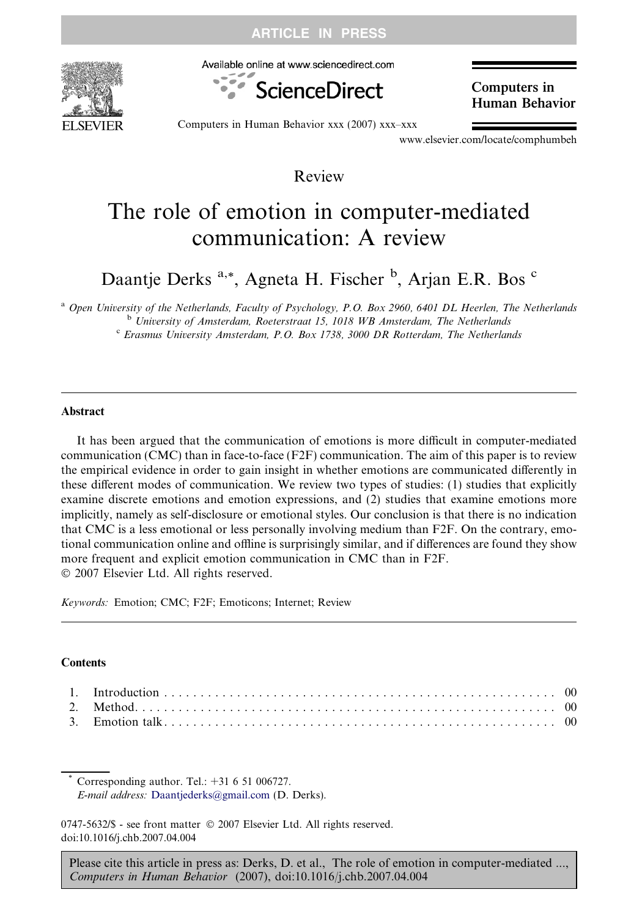Review

# The role of emotion in computer-mediated communication: A review

Daantje Derks [a,*], Agneta H. Fischer [b], Arjan E.R. Bos [c]

[a] Open University of the Netherlands, Faculty of Psychology, P.O. Box 2960, 6401 DL Heerlen, The Netherlands
[b] University of Amsterdam, Roeterstraat 15, 1018 WB Amsterdam, The Netherlands
[c] Erasmus University Amsterdam, P.O. Box 1738, 3000 DR Rotterdam, The Netherlands

## Abstract

It has been argued that the communication of emotions is more difficult in computer-mediated communication (CMC) than in face-to-face (F2F) communication. The aim of this paper is to review the empirical evidence in order to gain insight in whether emotions are communicated differently in these different modes of communication. We review two types of studies: (1) studies that explicitly examine discrete emotions and emotion expressions, and (2) studies that examine emotions more implicitly, namely as self-disclosure or emotional styles. Our conclusion is that there is no indication that CMC is a less emotional or less personally involving medium than F2F. On the contrary, emotional communication online and offline is surprisingly similar, and if differences are found they show more frequent and explicit emotion communication in CMC than in F2F.
© 2007 Elsevier Ltd. All rights reserved.

*Keywords:* Emotion; CMC; F2F; Emoticons; Internet; Review

## Contents

1. Introduction . . . . . . . . . . . . . . . . . . . . . . . . . . . . . . . . . . . . . . . . . . . . . . . . . . . . . 00
2. Method. . . . . . . . . . . . . . . . . . . . . . . . . . . . . . . . . . . . . . . . . . . . . . . . . . . . . . . 00
3. Emotion talk. . . . . . . . . . . . . . . . . . . . . . . . . . . . . . . . . . . . . . . . . . . . . . . . . . . . 00

* Corresponding author. Tel.: +31 6 51 006727.
*E-mail address:* Daantjederks@gmail.com (D. Derks).

0747-5632/$ - see front matter © 2007 Elsevier Ltd. All rights reserved.
doi:10.1016/j.chb.2007.04.004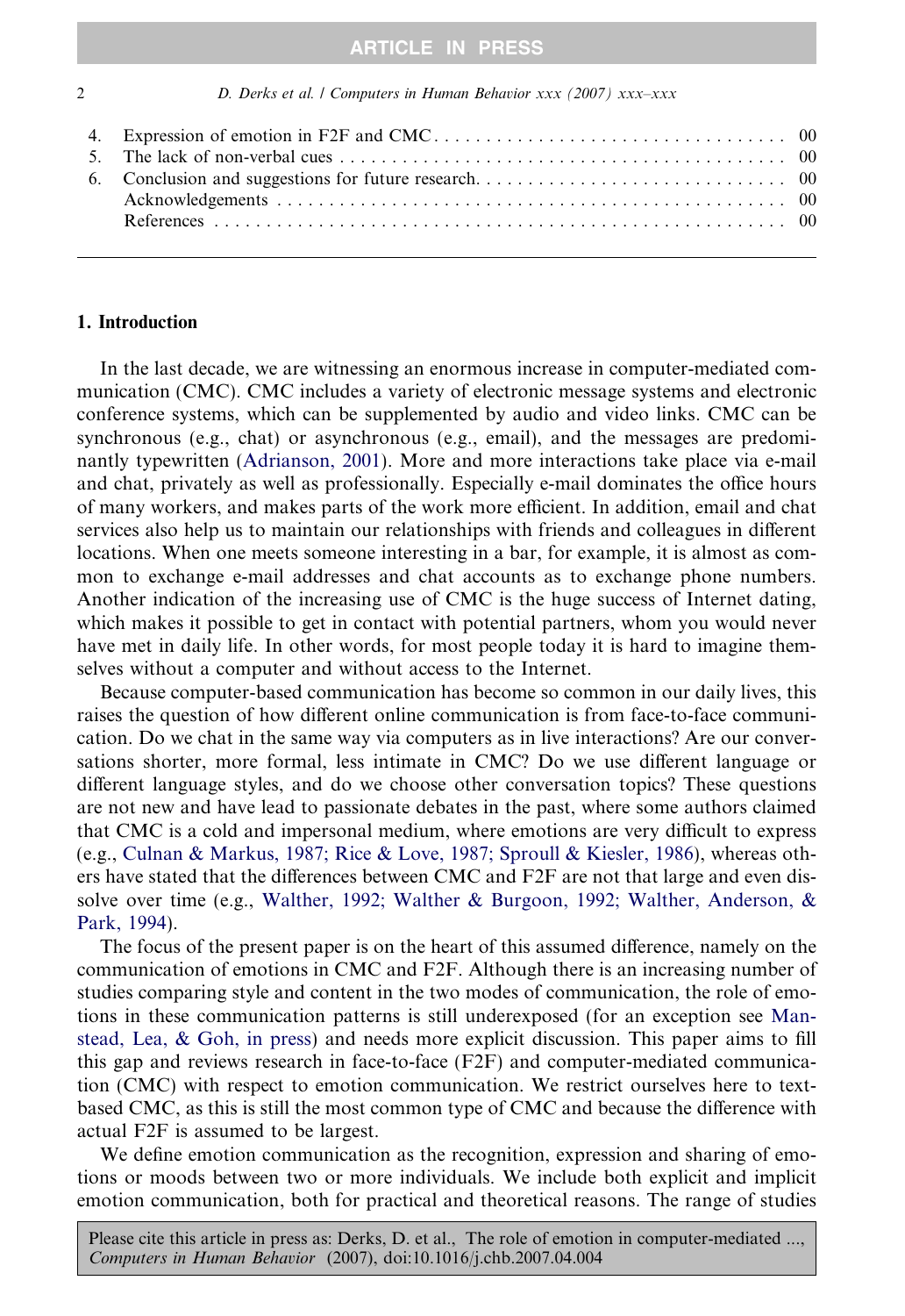4. Expression of emotion in F2F and CMC . . . . . . . . . . . . . . . . . . . . . . . . . . . . . . . . . . 00
5. The lack of non-verbal cues . . . . . . . . . . . . . . . . . . . . . . . . . . . . . . . . . . . . . . . . . . . 00
6. Conclusion and suggestions for future research. . . . . . . . . . . . . . . . . . . . . . . . . . . . . . 00
   Acknowledgements . . . . . . . . . . . . . . . . . . . . . . . . . . . . . . . . . . . . . . . . . . . . . . . . 00
   References . . . . . . . . . . . . . . . . . . . . . . . . . . . . . . . . . . . . . . . . . . . . . . . . . . . . . 00

## 1. Introduction

In the last decade, we are witnessing an enormous increase in computer-mediated communication (CMC). CMC includes a variety of electronic message systems and electronic conference systems, which can be supplemented by audio and video links. CMC can be synchronous (e.g., chat) or asynchronous (e.g., email), and the messages are predominantly typewritten (Adrianson, 2001). More and more interactions take place via e-mail and chat, privately as well as professionally. Especially e-mail dominates the office hours of many workers, and makes parts of the work more efficient. In addition, email and chat services also help us to maintain our relationships with friends and colleagues in different locations. When one meets someone interesting in a bar, for example, it is almost as common to exchange e-mail addresses and chat accounts as to exchange phone numbers. Another indication of the increasing use of CMC is the huge success of Internet dating, which makes it possible to get in contact with potential partners, whom you would never have met in daily life. In other words, for most people today it is hard to imagine themselves without a computer and without access to the Internet.

Because computer-based communication has become so common in our daily lives, this raises the question of how different online communication is from face-to-face communication. Do we chat in the same way via computers as in live interactions? Are our conversations shorter, more formal, less intimate in CMC? Do we use different language or different language styles, and do we choose other conversation topics? These questions are not new and have lead to passionate debates in the past, where some authors claimed that CMC is a cold and impersonal medium, where emotions are very difficult to express (e.g., Culnan & Markus, 1987; Rice & Love, 1987; Sproull & Kiesler, 1986), whereas others have stated that the differences between CMC and F2F are not that large and even dissolve over time (e.g., Walther, 1992; Walther & Burgoon, 1992; Walther, Anderson, & Park, 1994).

The focus of the present paper is on the heart of this assumed difference, namely on the communication of emotions in CMC and F2F. Although there is an increasing number of studies comparing style and content in the two modes of communication, the role of emotions in these communication patterns is still underexposed (for an exception see Manstead, Lea, & Goh, in press) and needs more explicit discussion. This paper aims to fill this gap and reviews research in face-to-face (F2F) and computer-mediated communication (CMC) with respect to emotion communication. We restrict ourselves here to text-based CMC, as this is still the most common type of CMC and because the difference with actual F2F is assumed to be largest.

We define emotion communication as the recognition, expression and sharing of emotions or moods between two or more individuals. We include both explicit and implicit emotion communication, both for practical and theoretical reasons. The range of studies

Please cite this article in press as: Derks, D. et al., The role of emotion in computer-mediated ..., *Computers in Human Behavior* (2007), doi:10.1016/j.chb.2007.04.004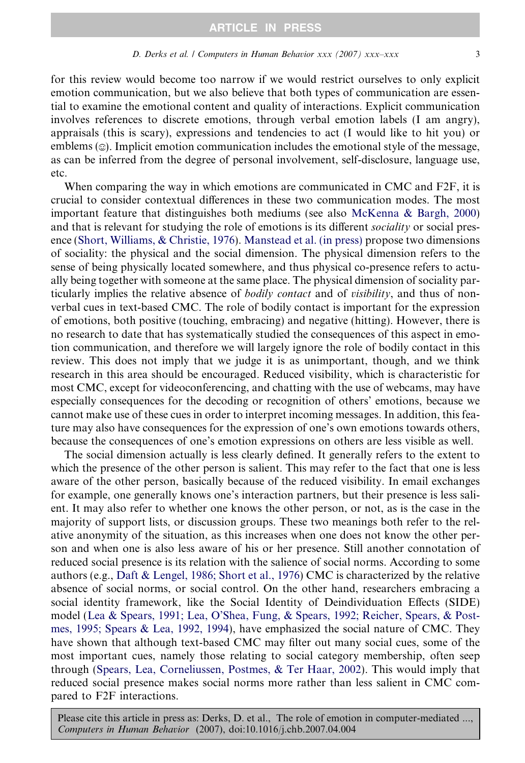for this review would become too narrow if we would restrict ourselves to only explicit emotion communication, but we also believe that both types of communication are essential to examine the emotional content and quality of interactions. Explicit communication involves references to discrete emotions, through verbal emotion labels (I am angry), appraisals (this is scary), expressions and tendencies to act (I would like to hit you) or emblems (☺). Implicit emotion communication includes the emotional style of the message, as can be inferred from the degree of personal involvement, self-disclosure, language use, etc.

When comparing the way in which emotions are communicated in CMC and F2F, it is crucial to consider contextual differences in these two communication modes. The most important feature that distinguishes both mediums (see also McKenna & Bargh, 2000) and that is relevant for studying the role of emotions is its different *sociality* or social presence (Short, Williams, & Christie, 1976). Manstead et al. (in press) propose two dimensions of sociality: the physical and the social dimension. The physical dimension refers to the sense of being physically located somewhere, and thus physical co-presence refers to actually being together with someone at the same place. The physical dimension of sociality particularly implies the relative absence of *bodily contact* and of *visibility*, and thus of non-verbal cues in text-based CMC. The role of bodily contact is important for the expression of emotions, both positive (touching, embracing) and negative (hitting). However, there is no research to date that has systematically studied the consequences of this aspect in emotion communication, and therefore we will largely ignore the role of bodily contact in this review. This does not imply that we judge it is as unimportant, though, and we think research in this area should be encouraged. Reduced visibility, which is characteristic for most CMC, except for videoconferencing, and chatting with the use of webcams, may have especially consequences for the decoding or recognition of others' emotions, because we cannot make use of these cues in order to interpret incoming messages. In addition, this feature may also have consequences for the expression of one's own emotions towards others, because the consequences of one's emotion expressions on others are less visible as well.

The social dimension actually is less clearly defined. It generally refers to the extent to which the presence of the other person is salient. This may refer to the fact that one is less aware of the other person, basically because of the reduced visibility. In email exchanges for example, one generally knows one's interaction partners, but their presence is less salient. It may also refer to whether one knows the other person, or not, as is the case in the majority of support lists, or discussion groups. These two meanings both refer to the relative anonymity of the situation, as this increases when one does not know the other person and when one is also less aware of his or her presence. Still another connotation of reduced social presence is its relation with the salience of social norms. According to some authors (e.g., Daft & Lengel, 1986; Short et al., 1976) CMC is characterized by the relative absence of social norms, or social control. On the other hand, researchers embracing a social identity framework, like the Social Identity of Deindividuation Effects (SIDE) model (Lea & Spears, 1991; Lea, O'Shea, Fung, & Spears, 1992; Reicher, Spears, & Postmes, 1995; Spears & Lea, 1992, 1994), have emphasized the social nature of CMC. They have shown that although text-based CMC may filter out many social cues, some of the most important cues, namely those relating to social category membership, often seep through (Spears, Lea, Corneliussen, Postmes, & Ter Haar, 2002). This would imply that reduced social presence makes social norms more rather than less salient in CMC compared to F2F interactions.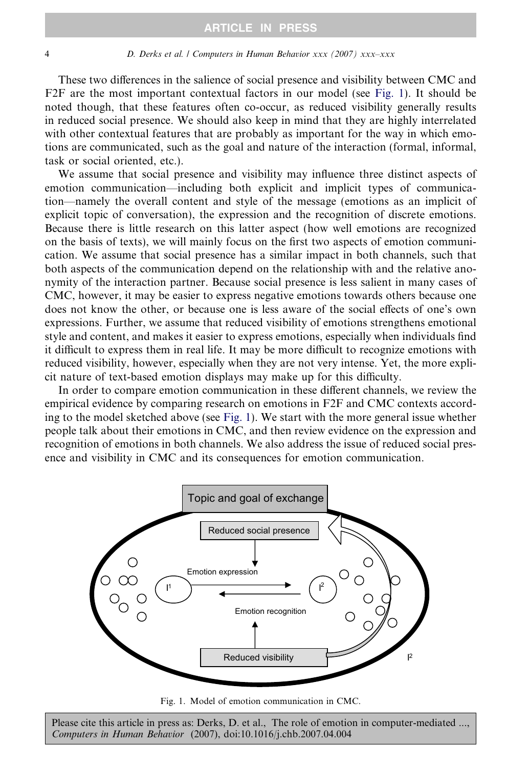These two differences in the salience of social presence and visibility between CMC and F2F are the most important contextual factors in our model (see Fig. 1). It should be noted though, that these features often co-occur, as reduced visibility generally results in reduced social presence. We should also keep in mind that they are highly interrelated with other contextual features that are probably as important for the way in which emotions are communicated, such as the goal and nature of the interaction (formal, informal, task or social oriented, etc.).

We assume that social presence and visibility may influence three distinct aspects of emotion communication—including both explicit and implicit types of communication—namely the overall content and style of the message (emotions as an implicit of explicit topic of conversation), the expression and the recognition of discrete emotions. Because there is little research on this latter aspect (how well emotions are recognized on the basis of texts), we will mainly focus on the first two aspects of emotion communication. We assume that social presence has a similar impact in both channels, such that both aspects of the communication depend on the relationship with and the relative anonymity of the interaction partner. Because social presence is less salient in many cases of CMC, however, it may be easier to express negative emotions towards others because one does not know the other, or because one is less aware of the social effects of one's own expressions. Further, we assume that reduced visibility of emotions strengthens emotional style and content, and makes it easier to express emotions, especially when individuals find it difficult to express them in real life. It may be more difficult to recognize emotions with reduced visibility, however, especially when they are not very intense. Yet, the more explicit nature of text-based emotion displays may make up for this difficulty.

In order to compare emotion communication in these different channels, we review the empirical evidence by comparing research on emotions in F2F and CMC contexts according to the model sketched above (see Fig. 1). We start with the more general issue whether people talk about their emotions in CMC, and then review evidence on the expression and recognition of emotions in both channels. We also address the issue of reduced social presence and visibility in CMC and its consequences for emotion communication.

Topic and goal of exchange

Reduced social presence

Emotion expression

I1

I2

Emotion recognition

Reduced visibility

I2

Fig. 1. Model of emotion communication in CMC.

Please cite this article in press as: Derks, D. et al., The role of emotion in computer-mediated ..., *Computers in Human Behavior* (2007), doi:10.1016/j.chb.2007.04.004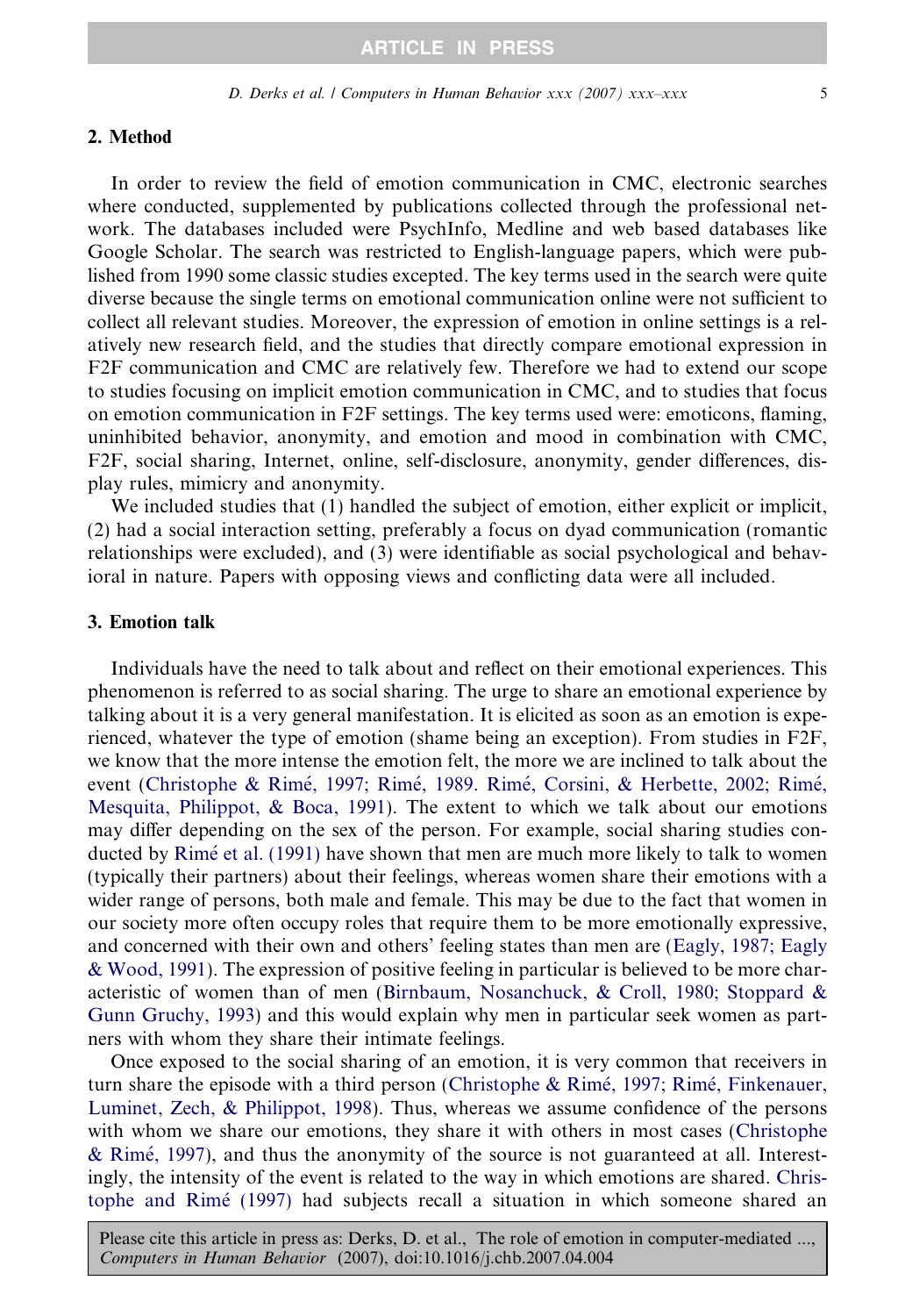## 2. Method

In order to review the field of emotion communication in CMC, electronic searches where conducted, supplemented by publications collected through the professional network. The databases included were PsychInfo, Medline and web based databases like Google Scholar. The search was restricted to English-language papers, which were published from 1990 some classic studies excepted. The key terms used in the search were quite diverse because the single terms on emotional communication online were not sufficient to collect all relevant studies. Moreover, the expression of emotion in online settings is a relatively new research field, and the studies that directly compare emotional expression in F2F communication and CMC are relatively few. Therefore we had to extend our scope to studies focusing on implicit emotion communication in CMC, and to studies that focus on emotion communication in F2F settings. The key terms used were: emoticons, flaming, uninhibited behavior, anonymity, and emotion and mood in combination with CMC, F2F, social sharing, Internet, online, self-disclosure, anonymity, gender differences, display rules, mimicry and anonymity.

We included studies that (1) handled the subject of emotion, either explicit or implicit, (2) had a social interaction setting, preferably a focus on dyad communication (romantic relationships were excluded), and (3) were identifiable as social psychological and behavioral in nature. Papers with opposing views and conflicting data were all included.

## 3. Emotion talk

Individuals have the need to talk about and reflect on their emotional experiences. This phenomenon is referred to as social sharing. The urge to share an emotional experience by talking about it is a very general manifestation. It is elicited as soon as an emotion is experienced, whatever the type of emotion (shame being an exception). From studies in F2F, we know that the more intense the emotion felt, the more we are inclined to talk about the event (Christophe & Rimé, 1997; Rimé, 1989. Rimé, Corsini, & Herbette, 2002; Rimé, Mesquita, Philippot, & Boca, 1991). The extent to which we talk about our emotions may differ depending on the sex of the person. For example, social sharing studies conducted by Rimé et al. (1991) have shown that men are much more likely to talk to women (typically their partners) about their feelings, whereas women share their emotions with a wider range of persons, both male and female. This may be due to the fact that women in our society more often occupy roles that require them to be more emotionally expressive, and concerned with their own and others' feeling states than men are (Eagly, 1987; Eagly & Wood, 1991). The expression of positive feeling in particular is believed to be more characteristic of women than of men (Birnbaum, Nosanchuck, & Croll, 1980; Stoppard & Gunn Gruchy, 1993) and this would explain why men in particular seek women as partners with whom they share their intimate feelings.

Once exposed to the social sharing of an emotion, it is very common that receivers in turn share the episode with a third person (Christophe & Rimé, 1997; Rimé, Finkenauer, Luminet, Zech, & Philippot, 1998). Thus, whereas we assume confidence of the persons with whom we share our emotions, they share it with others in most cases (Christophe & Rimé, 1997), and thus the anonymity of the source is not guaranteed at all. Interestingly, the intensity of the event is related to the way in which emotions are shared. Christophe and Rimé (1997) had subjects recall a situation in which someone shared an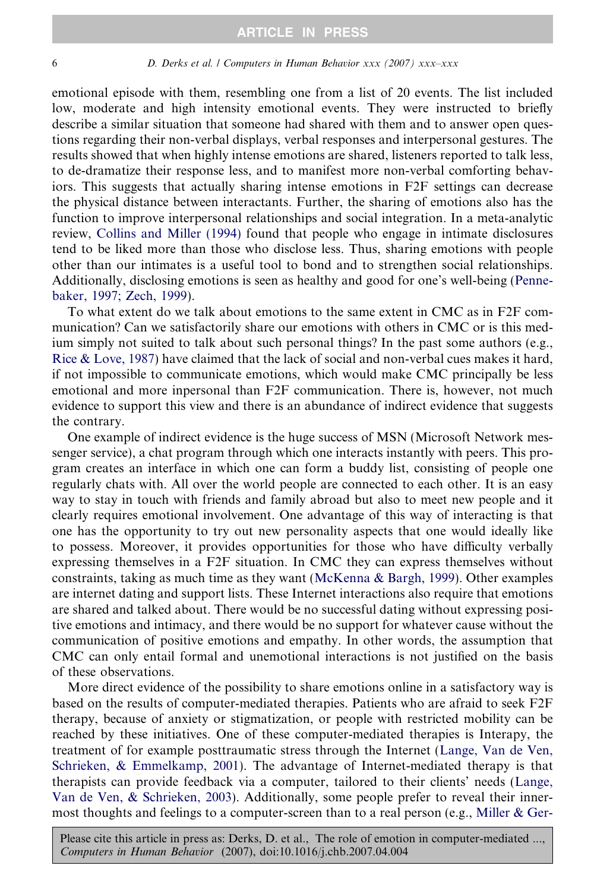emotional episode with them, resembling one from a list of 20 events. The list included low, moderate and high intensity emotional events. They were instructed to briefly describe a similar situation that someone had shared with them and to answer open questions regarding their non-verbal displays, verbal responses and interpersonal gestures. The results showed that when highly intense emotions are shared, listeners reported to talk less, to de-dramatize their response less, and to manifest more non-verbal comforting behaviors. This suggests that actually sharing intense emotions in F2F settings can decrease the physical distance between interactants. Further, the sharing of emotions also has the function to improve interpersonal relationships and social integration. In a meta-analytic review, Collins and Miller (1994) found that people who engage in intimate disclosures tend to be liked more than those who disclose less. Thus, sharing emotions with people other than our intimates is a useful tool to bond and to strengthen social relationships. Additionally, disclosing emotions is seen as healthy and good for one's well-being (Pennebaker, 1997; Zech, 1999).

To what extent do we talk about emotions to the same extent in CMC as in F2F communication? Can we satisfactorily share our emotions with others in CMC or is this medium simply not suited to talk about such personal things? In the past some authors (e.g., Rice & Love, 1987) have claimed that the lack of social and non-verbal cues makes it hard, if not impossible to communicate emotions, which would make CMC principally be less emotional and more inpersonal than F2F communication. There is, however, not much evidence to support this view and there is an abundance of indirect evidence that suggests the contrary.

One example of indirect evidence is the huge success of MSN (Microsoft Network messenger service), a chat program through which one interacts instantly with peers. This program creates an interface in which one can form a buddy list, consisting of people one regularly chats with. All over the world people are connected to each other. It is an easy way to stay in touch with friends and family abroad but also to meet new people and it clearly requires emotional involvement. One advantage of this way of interacting is that one has the opportunity to try out new personality aspects that one would ideally like to possess. Moreover, it provides opportunities for those who have difficulty verbally expressing themselves in a F2F situation. In CMC they can express themselves without constraints, taking as much time as they want (McKenna & Bargh, 1999). Other examples are internet dating and support lists. These Internet interactions also require that emotions are shared and talked about. There would be no successful dating without expressing positive emotions and intimacy, and there would be no support for whatever cause without the communication of positive emotions and empathy. In other words, the assumption that CMC can only entail formal and unemotional interactions is not justified on the basis of these observations.

More direct evidence of the possibility to share emotions online in a satisfactory way is based on the results of computer-mediated therapies. Patients who are afraid to seek F2F therapy, because of anxiety or stigmatization, or people with restricted mobility can be reached by these initiatives. One of these computer-mediated therapies is Interapy, the treatment of for example posttraumatic stress through the Internet (Lange, Van de Ven, Schrieken, & Emmelkamp, 2001). The advantage of Internet-mediated therapy is that therapists can provide feedback via a computer, tailored to their clients' needs (Lange, Van de Ven, & Schrieken, 2003). Additionally, some people prefer to reveal their innermost thoughts and feelings to a computer-screen than to a real person (e.g., Miller & Ger-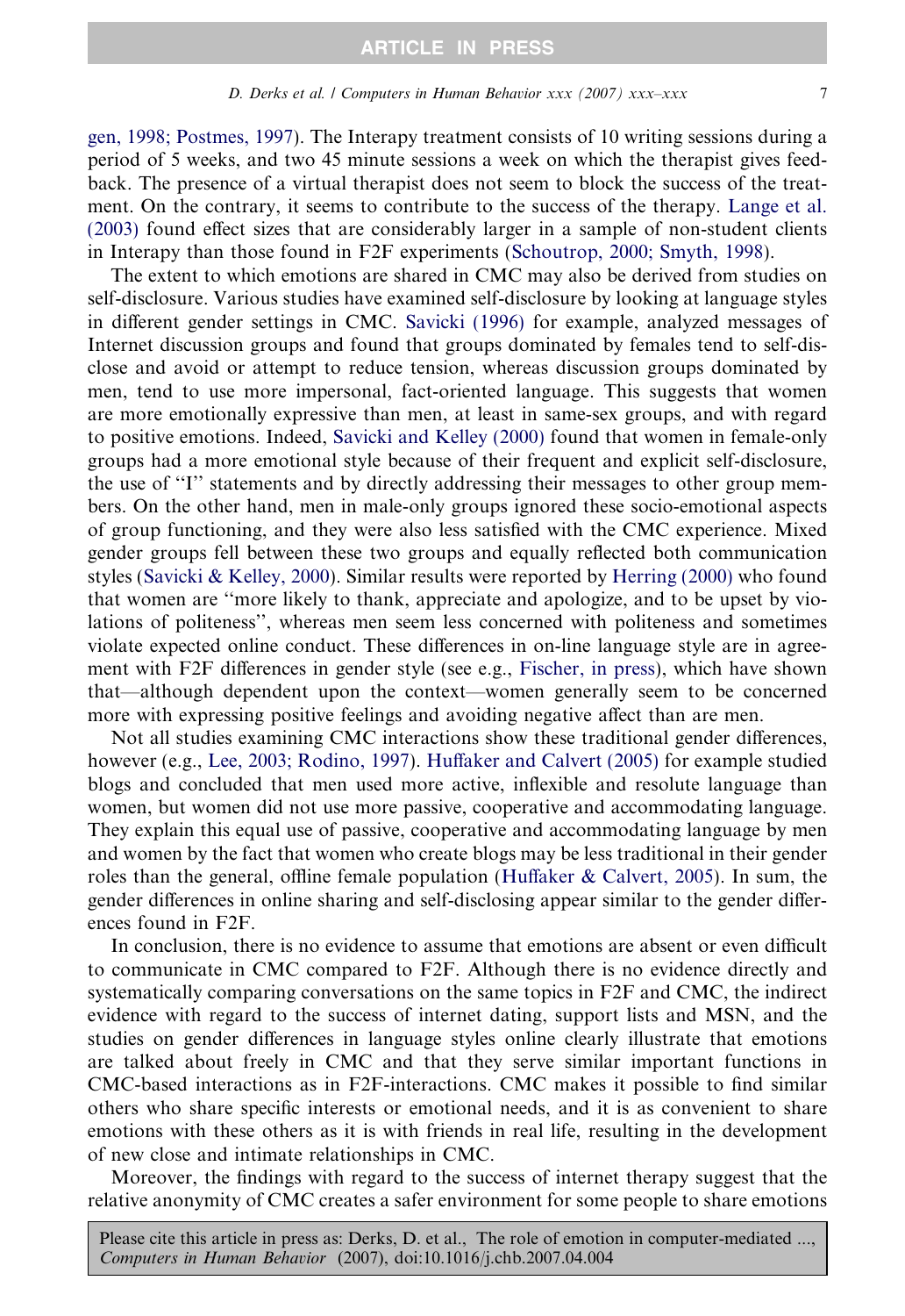gen, 1998; Postmes, 1997). The Interapy treatment consists of 10 writing sessions during a period of 5 weeks, and two 45 minute sessions a week on which the therapist gives feedback. The presence of a virtual therapist does not seem to block the success of the treatment. On the contrary, it seems to contribute to the success of the therapy. Lange et al. (2003) found effect sizes that are considerably larger in a sample of non-student clients in Interapy than those found in F2F experiments (Schoutrop, 2000; Smyth, 1998).

The extent to which emotions are shared in CMC may also be derived from studies on self-disclosure. Various studies have examined self-disclosure by looking at language styles in different gender settings in CMC. Savicki (1996) for example, analyzed messages of Internet discussion groups and found that groups dominated by females tend to self-disclose and avoid or attempt to reduce tension, whereas discussion groups dominated by men, tend to use more impersonal, fact-oriented language. This suggests that women are more emotionally expressive than men, at least in same-sex groups, and with regard to positive emotions. Indeed, Savicki and Kelley (2000) found that women in female-only groups had a more emotional style because of their frequent and explicit self-disclosure, the use of ''I'' statements and by directly addressing their messages to other group members. On the other hand, men in male-only groups ignored these socio-emotional aspects of group functioning, and they were also less satisfied with the CMC experience. Mixed gender groups fell between these two groups and equally reflected both communication styles (Savicki & Kelley, 2000). Similar results were reported by Herring (2000) who found that women are ''more likely to thank, appreciate and apologize, and to be upset by violations of politeness'', whereas men seem less concerned with politeness and sometimes violate expected online conduct. These differences in on-line language style are in agreement with F2F differences in gender style (see e.g., Fischer, in press), which have shown that—although dependent upon the context—women generally seem to be concerned more with expressing positive feelings and avoiding negative affect than are men.

Not all studies examining CMC interactions show these traditional gender differences, however (e.g., Lee, 2003; Rodino, 1997). Huffaker and Calvert (2005) for example studied blogs and concluded that men used more active, inflexible and resolute language than women, but women did not use more passive, cooperative and accommodating language. They explain this equal use of passive, cooperative and accommodating language by men and women by the fact that women who create blogs may be less traditional in their gender roles than the general, offline female population (Huffaker & Calvert, 2005). In sum, the gender differences in online sharing and self-disclosing appear similar to the gender differences found in F2F.

In conclusion, there is no evidence to assume that emotions are absent or even difficult to communicate in CMC compared to F2F. Although there is no evidence directly and systematically comparing conversations on the same topics in F2F and CMC, the indirect evidence with regard to the success of internet dating, support lists and MSN, and the studies on gender differences in language styles online clearly illustrate that emotions are talked about freely in CMC and that they serve similar important functions in CMC-based interactions as in F2F-interactions. CMC makes it possible to find similar others who share specific interests or emotional needs, and it is as convenient to share emotions with these others as it is with friends in real life, resulting in the development of new close and intimate relationships in CMC.

Moreover, the findings with regard to the success of internet therapy suggest that the relative anonymity of CMC creates a safer environment for some people to share emotions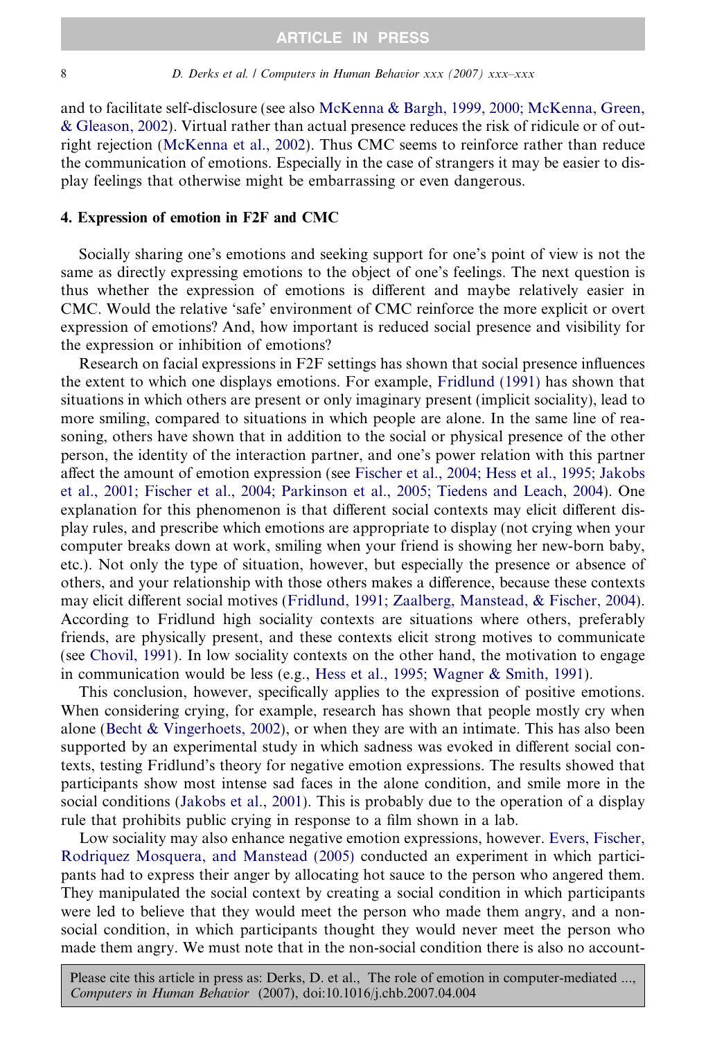and to facilitate self-disclosure (see also McKenna & Bargh, 1999, 2000; McKenna, Green, & Gleason, 2002). Virtual rather than actual presence reduces the risk of ridicule or of outright rejection (McKenna et al., 2002). Thus CMC seems to reinforce rather than reduce the communication of emotions. Especially in the case of strangers it may be easier to display feelings that otherwise might be embarrassing or even dangerous.

## 4. Expression of emotion in F2F and CMC

Socially sharing one's emotions and seeking support for one's point of view is not the same as directly expressing emotions to the object of one's feelings. The next question is thus whether the expression of emotions is different and maybe relatively easier in CMC. Would the relative 'safe' environment of CMC reinforce the more explicit or overt expression of emotions? And, how important is reduced social presence and visibility for the expression or inhibition of emotions?

Research on facial expressions in F2F settings has shown that social presence influences the extent to which one displays emotions. For example, Fridlund (1991) has shown that situations in which others are present or only imaginary present (implicit sociality), lead to more smiling, compared to situations in which people are alone. In the same line of reasoning, others have shown that in addition to the social or physical presence of the other person, the identity of the interaction partner, and one's power relation with this partner affect the amount of emotion expression (see Fischer et al., 2004; Hess et al., 1995; Jakobs et al., 2001; Fischer et al., 2004; Parkinson et al., 2005; Tiedens and Leach, 2004). One explanation for this phenomenon is that different social contexts may elicit different display rules, and prescribe which emotions are appropriate to display (not crying when your computer breaks down at work, smiling when your friend is showing her new-born baby, etc.). Not only the type of situation, however, but especially the presence or absence of others, and your relationship with those others makes a difference, because these contexts may elicit different social motives (Fridlund, 1991; Zaalberg, Manstead, & Fischer, 2004). According to Fridlund high sociality contexts are situations where others, preferably friends, are physically present, and these contexts elicit strong motives to communicate (see Chovil, 1991). In low sociality contexts on the other hand, the motivation to engage in communication would be less (e.g., Hess et al., 1995; Wagner & Smith, 1991).

This conclusion, however, specifically applies to the expression of positive emotions. When considering crying, for example, research has shown that people mostly cry when alone (Becht & Vingerhoets, 2002), or when they are with an intimate. This has also been supported by an experimental study in which sadness was evoked in different social contexts, testing Fridlund's theory for negative emotion expressions. The results showed that participants show most intense sad faces in the alone condition, and smile more in the social conditions (Jakobs et al., 2001). This is probably due to the operation of a display rule that prohibits public crying in response to a film shown in a lab.

Low sociality may also enhance negative emotion expressions, however. Evers, Fischer, Rodriquez Mosquera, and Manstead (2005) conducted an experiment in which participants had to express their anger by allocating hot sauce to the person who angered them. They manipulated the social context by creating a social condition in which participants were led to believe that they would meet the person who made them angry, and a non-social condition, in which participants thought they would never meet the person who made them angry. We must note that in the non-social condition there is also no account-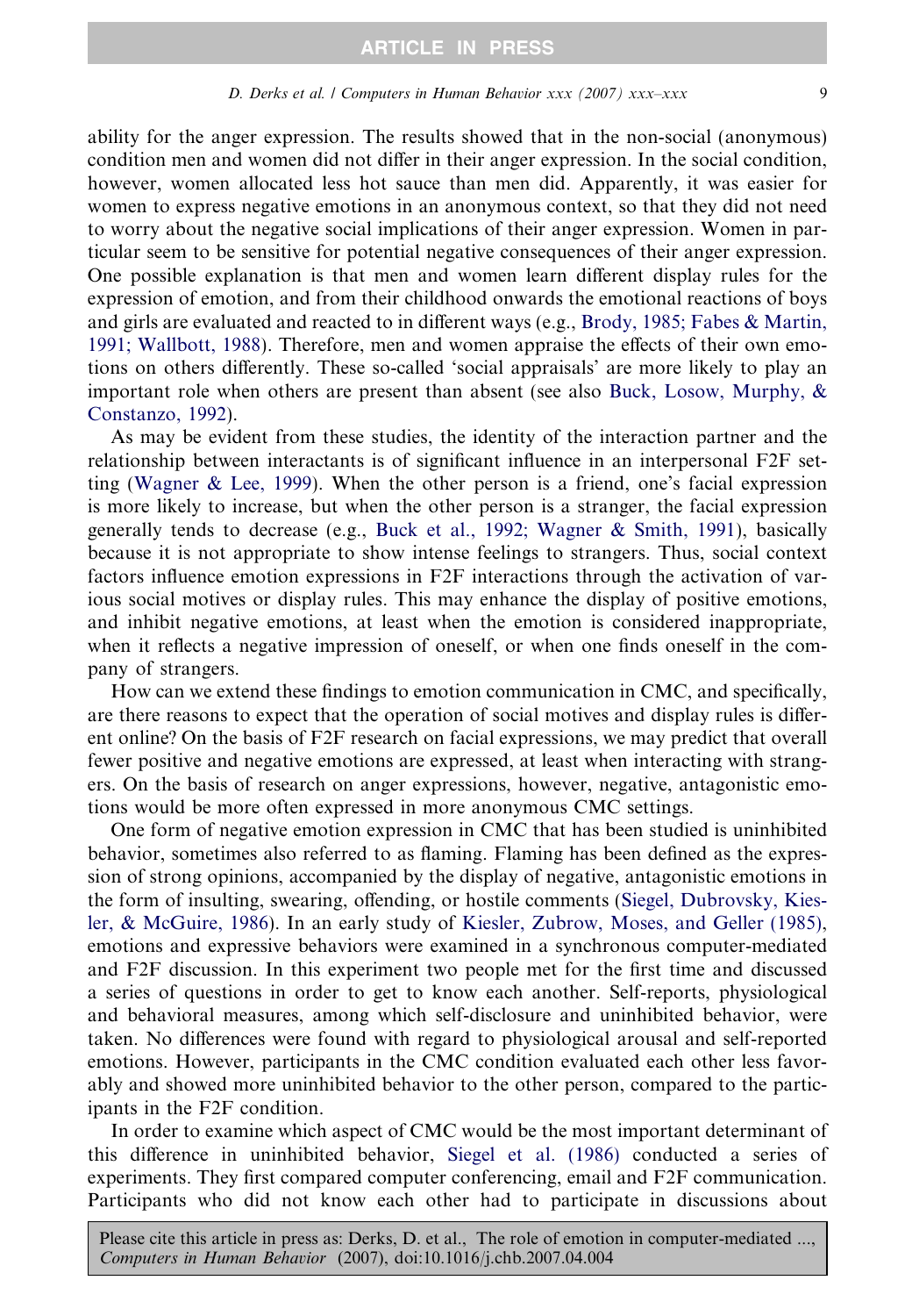ability for the anger expression. The results showed that in the non-social (anonymous) condition men and women did not differ in their anger expression. In the social condition, however, women allocated less hot sauce than men did. Apparently, it was easier for women to express negative emotions in an anonymous context, so that they did not need to worry about the negative social implications of their anger expression. Women in particular seem to be sensitive for potential negative consequences of their anger expression. One possible explanation is that men and women learn different display rules for the expression of emotion, and from their childhood onwards the emotional reactions of boys and girls are evaluated and reacted to in different ways (e.g., Brody, 1985; Fabes & Martin, 1991; Wallbott, 1988). Therefore, men and women appraise the effects of their own emotions on others differently. These so-called 'social appraisals' are more likely to play an important role when others are present than absent (see also Buck, Losow, Murphy, & Constanzo, 1992).

As may be evident from these studies, the identity of the interaction partner and the relationship between interactants is of significant influence in an interpersonal F2F setting (Wagner & Lee, 1999). When the other person is a friend, one's facial expression is more likely to increase, but when the other person is a stranger, the facial expression generally tends to decrease (e.g., Buck et al., 1992; Wagner & Smith, 1991), basically because it is not appropriate to show intense feelings to strangers. Thus, social context factors influence emotion expressions in F2F interactions through the activation of various social motives or display rules. This may enhance the display of positive emotions, and inhibit negative emotions, at least when the emotion is considered inappropriate, when it reflects a negative impression of oneself, or when one finds oneself in the company of strangers.

How can we extend these findings to emotion communication in CMC, and specifically, are there reasons to expect that the operation of social motives and display rules is different online? On the basis of F2F research on facial expressions, we may predict that overall fewer positive and negative emotions are expressed, at least when interacting with strangers. On the basis of research on anger expressions, however, negative, antagonistic emotions would be more often expressed in more anonymous CMC settings.

One form of negative emotion expression in CMC that has been studied is uninhibited behavior, sometimes also referred to as flaming. Flaming has been defined as the expression of strong opinions, accompanied by the display of negative, antagonistic emotions in the form of insulting, swearing, offending, or hostile comments (Siegel, Dubrovsky, Kiesler, & McGuire, 1986). In an early study of Kiesler, Zubrow, Moses, and Geller (1985), emotions and expressive behaviors were examined in a synchronous computer-mediated and F2F discussion. In this experiment two people met for the first time and discussed a series of questions in order to get to know each another. Self-reports, physiological and behavioral measures, among which self-disclosure and uninhibited behavior, were taken. No differences were found with regard to physiological arousal and self-reported emotions. However, participants in the CMC condition evaluated each other less favorably and showed more uninhibited behavior to the other person, compared to the participants in the F2F condition.

In order to examine which aspect of CMC would be the most important determinant of this difference in uninhibited behavior, Siegel et al. (1986) conducted a series of experiments. They first compared computer conferencing, email and F2F communication. Participants who did not know each other had to participate in discussions about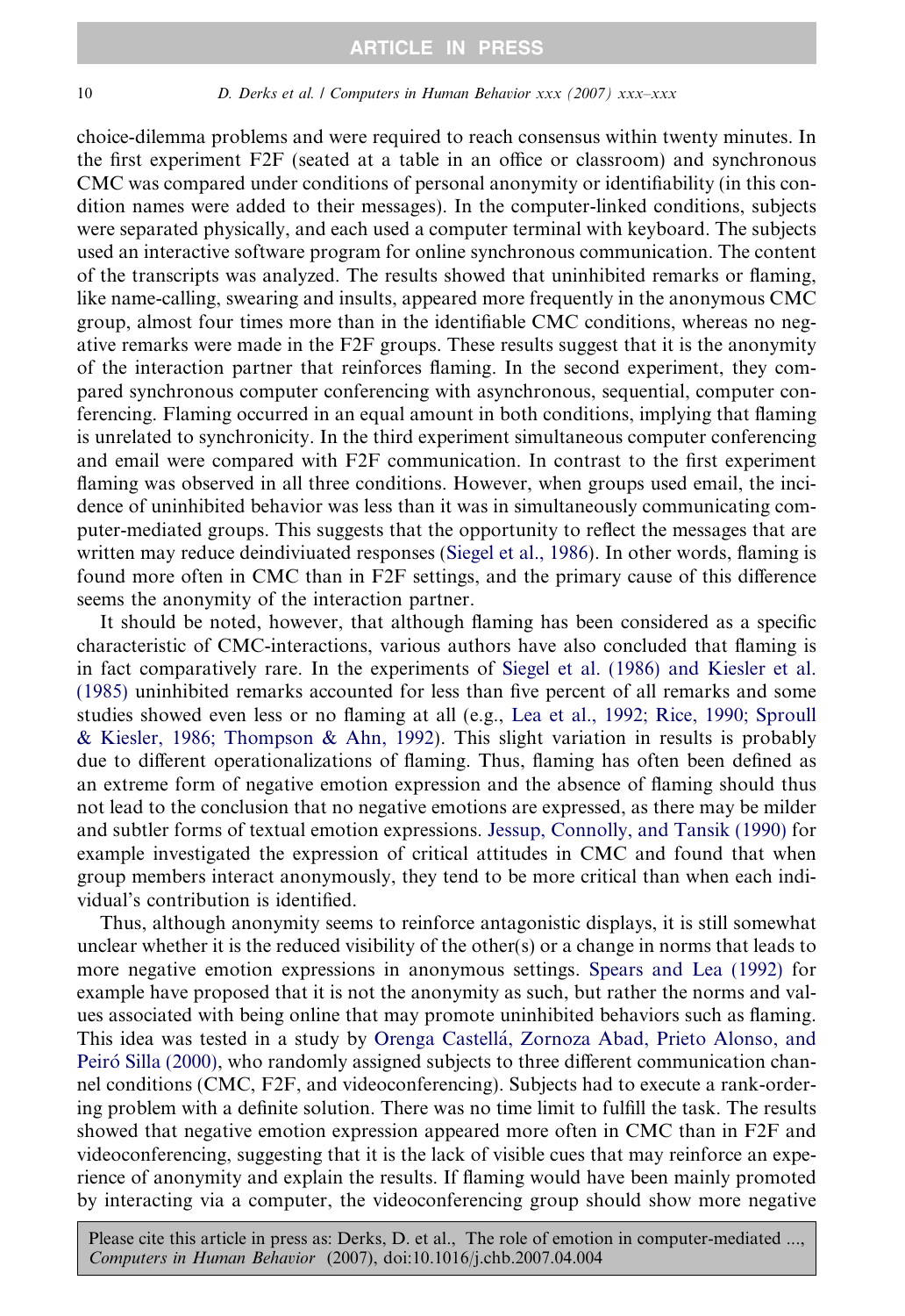choice-dilemma problems and were required to reach consensus within twenty minutes. In the first experiment F2F (seated at a table in an office or classroom) and synchronous CMC was compared under conditions of personal anonymity or identifiability (in this condition names were added to their messages). In the computer-linked conditions, subjects were separated physically, and each used a computer terminal with keyboard. The subjects used an interactive software program for online synchronous communication. The content of the transcripts was analyzed. The results showed that uninhibited remarks or flaming, like name-calling, swearing and insults, appeared more frequently in the anonymous CMC group, almost four times more than in the identifiable CMC conditions, whereas no negative remarks were made in the F2F groups. These results suggest that it is the anonymity of the interaction partner that reinforces flaming. In the second experiment, they compared synchronous computer conferencing with asynchronous, sequential, computer conferencing. Flaming occurred in an equal amount in both conditions, implying that flaming is unrelated to synchronicity. In the third experiment simultaneous computer conferencing and email were compared with F2F communication. In contrast to the first experiment flaming was observed in all three conditions. However, when groups used email, the incidence of uninhibited behavior was less than it was in simultaneously communicating computer-mediated groups. This suggests that the opportunity to reflect the messages that are written may reduce deindiviuated responses (Siegel et al., 1986). In other words, flaming is found more often in CMC than in F2F settings, and the primary cause of this difference seems the anonymity of the interaction partner.

It should be noted, however, that although flaming has been considered as a specific characteristic of CMC-interactions, various authors have also concluded that flaming is in fact comparatively rare. In the experiments of Siegel et al. (1986) and Kiesler et al. (1985) uninhibited remarks accounted for less than five percent of all remarks and some studies showed even less or no flaming at all (e.g., Lea et al., 1992; Rice, 1990; Sproull & Kiesler, 1986; Thompson & Ahn, 1992). This slight variation in results is probably due to different operationalizations of flaming. Thus, flaming has often been defined as an extreme form of negative emotion expression and the absence of flaming should thus not lead to the conclusion that no negative emotions are expressed, as there may be milder and subtler forms of textual emotion expressions. Jessup, Connolly, and Tansik (1990) for example investigated the expression of critical attitudes in CMC and found that when group members interact anonymously, they tend to be more critical than when each individual's contribution is identified.

Thus, although anonymity seems to reinforce antagonistic displays, it is still somewhat unclear whether it is the reduced visibility of the other(s) or a change in norms that leads to more negative emotion expressions in anonymous settings. Spears and Lea (1992) for example have proposed that it is not the anonymity as such, but rather the norms and values associated with being online that may promote uninhibited behaviors such as flaming. This idea was tested in a study by Orenga Castellá, Zornoza Abad, Prieto Alonso, and Peiró Silla (2000), who randomly assigned subjects to three different communication channel conditions (CMC, F2F, and videoconferencing). Subjects had to execute a rank-ordering problem with a definite solution. There was no time limit to fulfill the task. The results showed that negative emotion expression appeared more often in CMC than in F2F and videoconferencing, suggesting that it is the lack of visible cues that may reinforce an experience of anonymity and explain the results. If flaming would have been mainly promoted by interacting via a computer, the videoconferencing group should show more negative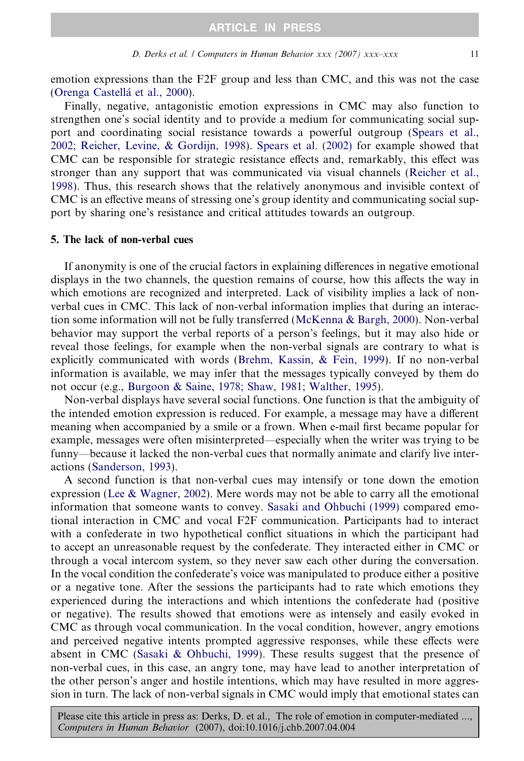emotion expressions than the F2F group and less than CMC, and this was not the case (Orenga Castellá et al., 2000).

Finally, negative, antagonistic emotion expressions in CMC may also function to strengthen one's social identity and to provide a medium for communicating social support and coordinating social resistance towards a powerful outgroup (Spears et al., 2002; Reicher, Levine, & Gordijn, 1998). Spears et al. (2002) for example showed that CMC can be responsible for strategic resistance effects and, remarkably, this effect was stronger than any support that was communicated via visual channels (Reicher et al., 1998). Thus, this research shows that the relatively anonymous and invisible context of CMC is an effective means of stressing one's group identity and communicating social support by sharing one's resistance and critical attitudes towards an outgroup.

## 5. The lack of non-verbal cues

If anonymity is one of the crucial factors in explaining differences in negative emotional displays in the two channels, the question remains of course, how this affects the way in which emotions are recognized and interpreted. Lack of visibility implies a lack of non-verbal cues in CMC. This lack of non-verbal information implies that during an interaction some information will not be fully transferred (McKenna & Bargh, 2000). Non-verbal behavior may support the verbal reports of a person's feelings, but it may also hide or reveal those feelings, for example when the non-verbal signals are contrary to what is explicitly communicated with words (Brehm, Kassin, & Fein, 1999). If no non-verbal information is available, we may infer that the messages typically conveyed by them do not occur (e.g., Burgoon & Saine, 1978; Shaw, 1981; Walther, 1995).

Non-verbal displays have several social functions. One function is that the ambiguity of the intended emotion expression is reduced. For example, a message may have a different meaning when accompanied by a smile or a frown. When e-mail first became popular for example, messages were often misinterpreted—especially when the writer was trying to be funny—because it lacked the non-verbal cues that normally animate and clarify live interactions (Sanderson, 1993).

A second function is that non-verbal cues may intensify or tone down the emotion expression (Lee & Wagner, 2002). Mere words may not be able to carry all the emotional information that someone wants to convey. Sasaki and Ohbuchi (1999) compared emotional interaction in CMC and vocal F2F communication. Participants had to interact with a confederate in two hypothetical conflict situations in which the participant had to accept an unreasonable request by the confederate. They interacted either in CMC or through a vocal intercom system, so they never saw each other during the conversation. In the vocal condition the confederate's voice was manipulated to produce either a positive or a negative tone. After the sessions the participants had to rate which emotions they experienced during the interactions and which intentions the confederate had (positive or negative). The results showed that emotions were as intensely and easily evoked in CMC as through vocal communication. In the vocal condition, however, angry emotions and perceived negative intents prompted aggressive responses, while these effects were absent in CMC (Sasaki & Ohbuchi, 1999). These results suggest that the presence of non-verbal cues, in this case, an angry tone, may have lead to another interpretation of the other person's anger and hostile intentions, which may have resulted in more aggression in turn. The lack of non-verbal signals in CMC would imply that emotional states can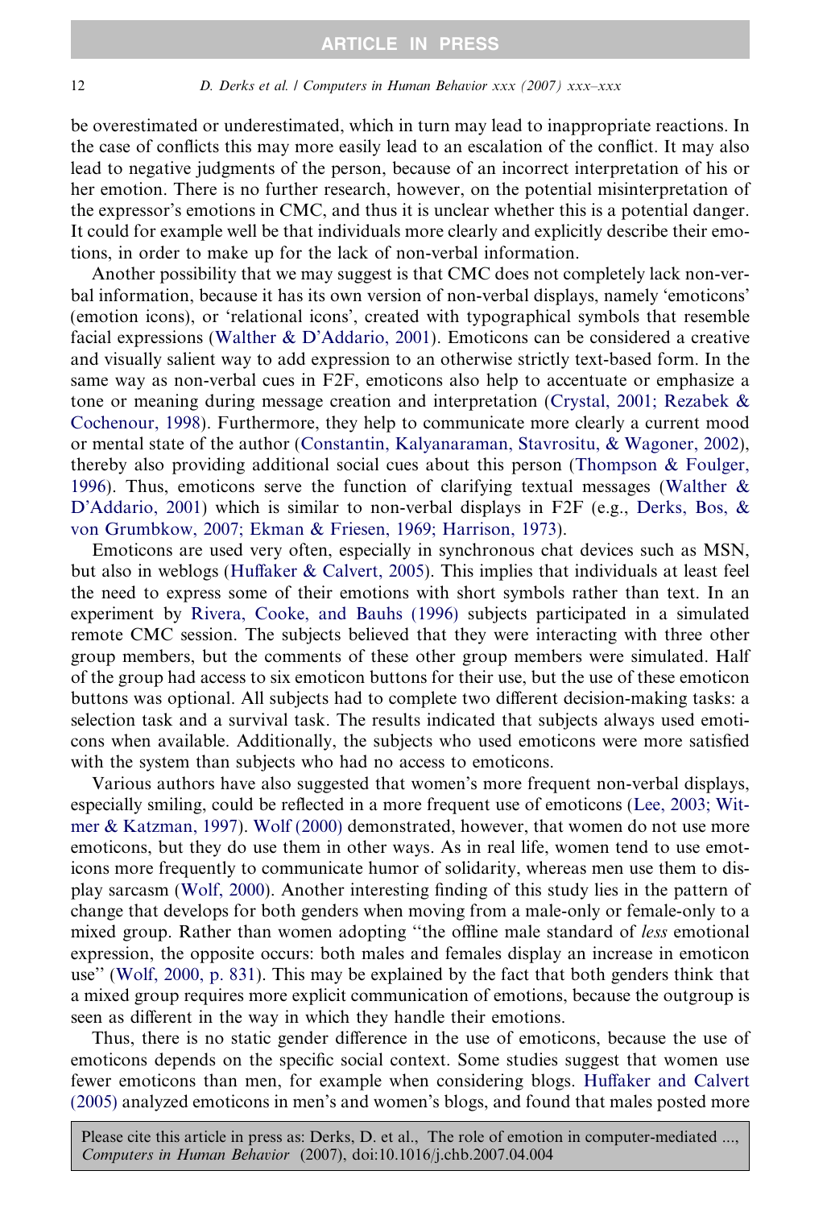be overestimated or underestimated, which in turn may lead to inappropriate reactions. In the case of conflicts this may more easily lead to an escalation of the conflict. It may also lead to negative judgments of the person, because of an incorrect interpretation of his or her emotion. There is no further research, however, on the potential misinterpretation of the expressor's emotions in CMC, and thus it is unclear whether this is a potential danger. It could for example well be that individuals more clearly and explicitly describe their emotions, in order to make up for the lack of non-verbal information.

Another possibility that we may suggest is that CMC does not completely lack non-verbal information, because it has its own version of non-verbal displays, namely 'emoticons' (emotion icons), or 'relational icons', created with typographical symbols that resemble facial expressions (Walther & D'Addario, 2001). Emoticons can be considered a creative and visually salient way to add expression to an otherwise strictly text-based form. In the same way as non-verbal cues in F2F, emoticons also help to accentuate or emphasize a tone or meaning during message creation and interpretation (Crystal, 2001; Rezabek & Cochenour, 1998). Furthermore, they help to communicate more clearly a current mood or mental state of the author (Constantin, Kalyanaraman, Stavrositu, & Wagoner, 2002), thereby also providing additional social cues about this person (Thompson & Foulger, 1996). Thus, emoticons serve the function of clarifying textual messages (Walther & D'Addario, 2001) which is similar to non-verbal displays in F2F (e.g., Derks, Bos, & von Grumbkow, 2007; Ekman & Friesen, 1969; Harrison, 1973).

Emoticons are used very often, especially in synchronous chat devices such as MSN, but also in weblogs (Huffaker & Calvert, 2005). This implies that individuals at least feel the need to express some of their emotions with short symbols rather than text. In an experiment by Rivera, Cooke, and Bauhs (1996) subjects participated in a simulated remote CMC session. The subjects believed that they were interacting with three other group members, but the comments of these other group members were simulated. Half of the group had access to six emoticon buttons for their use, but the use of these emoticon buttons was optional. All subjects had to complete two different decision-making tasks: a selection task and a survival task. The results indicated that subjects always used emoticons when available. Additionally, the subjects who used emoticons were more satisfied with the system than subjects who had no access to emoticons.

Various authors have also suggested that women's more frequent non-verbal displays, especially smiling, could be reflected in a more frequent use of emoticons (Lee, 2003; Witmer & Katzman, 1997). Wolf (2000) demonstrated, however, that women do not use more emoticons, but they do use them in other ways. As in real life, women tend to use emoticons more frequently to communicate humor of solidarity, whereas men use them to display sarcasm (Wolf, 2000). Another interesting finding of this study lies in the pattern of change that develops for both genders when moving from a male-only or female-only to a mixed group. Rather than women adopting "the offline male standard of *less* emotional expression, the opposite occurs: both males and females display an increase in emoticon use" (Wolf, 2000, p. 831). This may be explained by the fact that both genders think that a mixed group requires more explicit communication of emotions, because the outgroup is seen as different in the way in which they handle their emotions.

Thus, there is no static gender difference in the use of emoticons, because the use of emoticons depends on the specific social context. Some studies suggest that women use fewer emoticons than men, for example when considering blogs. Huffaker and Calvert (2005) analyzed emoticons in men's and women's blogs, and found that males posted more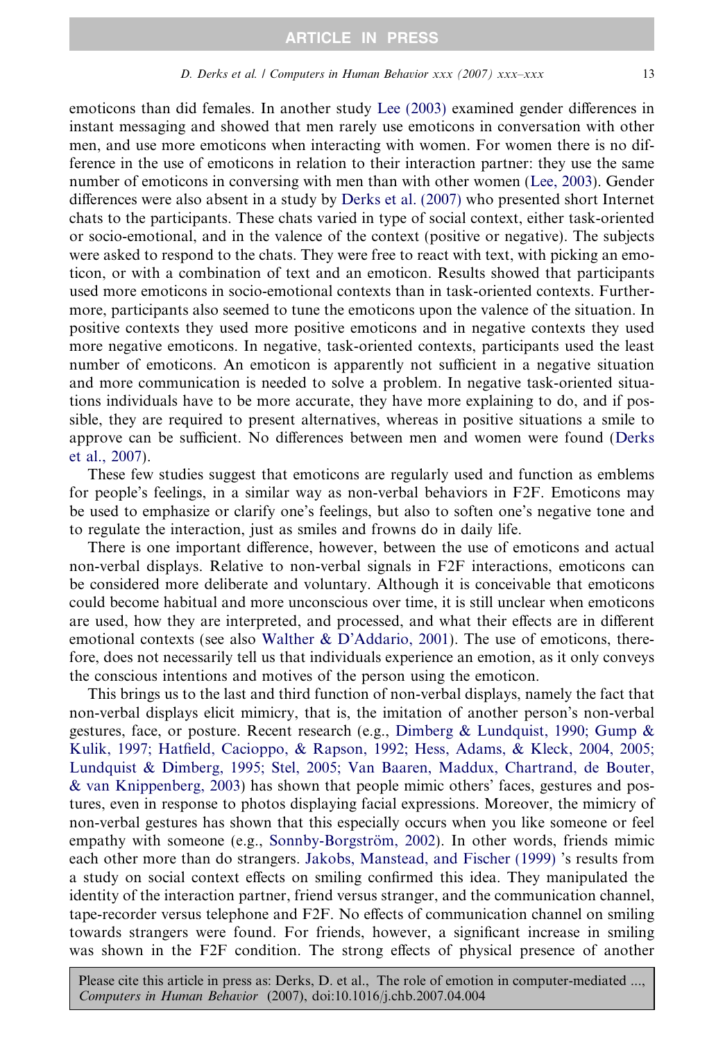emoticons than did females. In another study Lee (2003) examined gender differences in instant messaging and showed that men rarely use emoticons in conversation with other men, and use more emoticons when interacting with women. For women there is no difference in the use of emoticons in relation to their interaction partner: they use the same number of emoticons in conversing with men than with other women (Lee, 2003). Gender differences were also absent in a study by Derks et al. (2007) who presented short Internet chats to the participants. These chats varied in type of social context, either task-oriented or socio-emotional, and in the valence of the context (positive or negative). The subjects were asked to respond to the chats. They were free to react with text, with picking an emoticon, or with a combination of text and an emoticon. Results showed that participants used more emoticons in socio-emotional contexts than in task-oriented contexts. Furthermore, participants also seemed to tune the emoticons upon the valence of the situation. In positive contexts they used more positive emoticons and in negative contexts they used more negative emoticons. In negative, task-oriented contexts, participants used the least number of emoticons. An emoticon is apparently not sufficient in a negative situation and more communication is needed to solve a problem. In negative task-oriented situations individuals have to be more accurate, they have more explaining to do, and if possible, they are required to present alternatives, whereas in positive situations a smile to approve can be sufficient. No differences between men and women were found (Derks et al., 2007).

These few studies suggest that emoticons are regularly used and function as emblems for people's feelings, in a similar way as non-verbal behaviors in F2F. Emoticons may be used to emphasize or clarify one's feelings, but also to soften one's negative tone and to regulate the interaction, just as smiles and frowns do in daily life.

There is one important difference, however, between the use of emoticons and actual non-verbal displays. Relative to non-verbal signals in F2F interactions, emoticons can be considered more deliberate and voluntary. Although it is conceivable that emoticons could become habitual and more unconscious over time, it is still unclear when emoticons are used, how they are interpreted, and processed, and what their effects are in different emotional contexts (see also Walther & D'Addario, 2001). The use of emoticons, therefore, does not necessarily tell us that individuals experience an emotion, as it only conveys the conscious intentions and motives of the person using the emoticon.

This brings us to the last and third function of non-verbal displays, namely the fact that non-verbal displays elicit mimicry, that is, the imitation of another person's non-verbal gestures, face, or posture. Recent research (e.g., Dimberg & Lundquist, 1990; Gump & Kulik, 1997; Hatfield, Cacioppo, & Rapson, 1992; Hess, Adams, & Kleck, 2004, 2005; Lundquist & Dimberg, 1995; Stel, 2005; Van Baaren, Maddux, Chartrand, de Bouter, & van Knippenberg, 2003) has shown that people mimic others' faces, gestures and postures, even in response to photos displaying facial expressions. Moreover, the mimicry of non-verbal gestures has shown that this especially occurs when you like someone or feel empathy with someone (e.g., Sonnby-Borgström, 2002). In other words, friends mimic each other more than do strangers. Jakobs, Manstead, and Fischer (1999) 's results from a study on social context effects on smiling confirmed this idea. They manipulated the identity of the interaction partner, friend versus stranger, and the communication channel, tape-recorder versus telephone and F2F. No effects of communication channel on smiling towards strangers were found. For friends, however, a significant increase in smiling was shown in the F2F condition. The strong effects of physical presence of another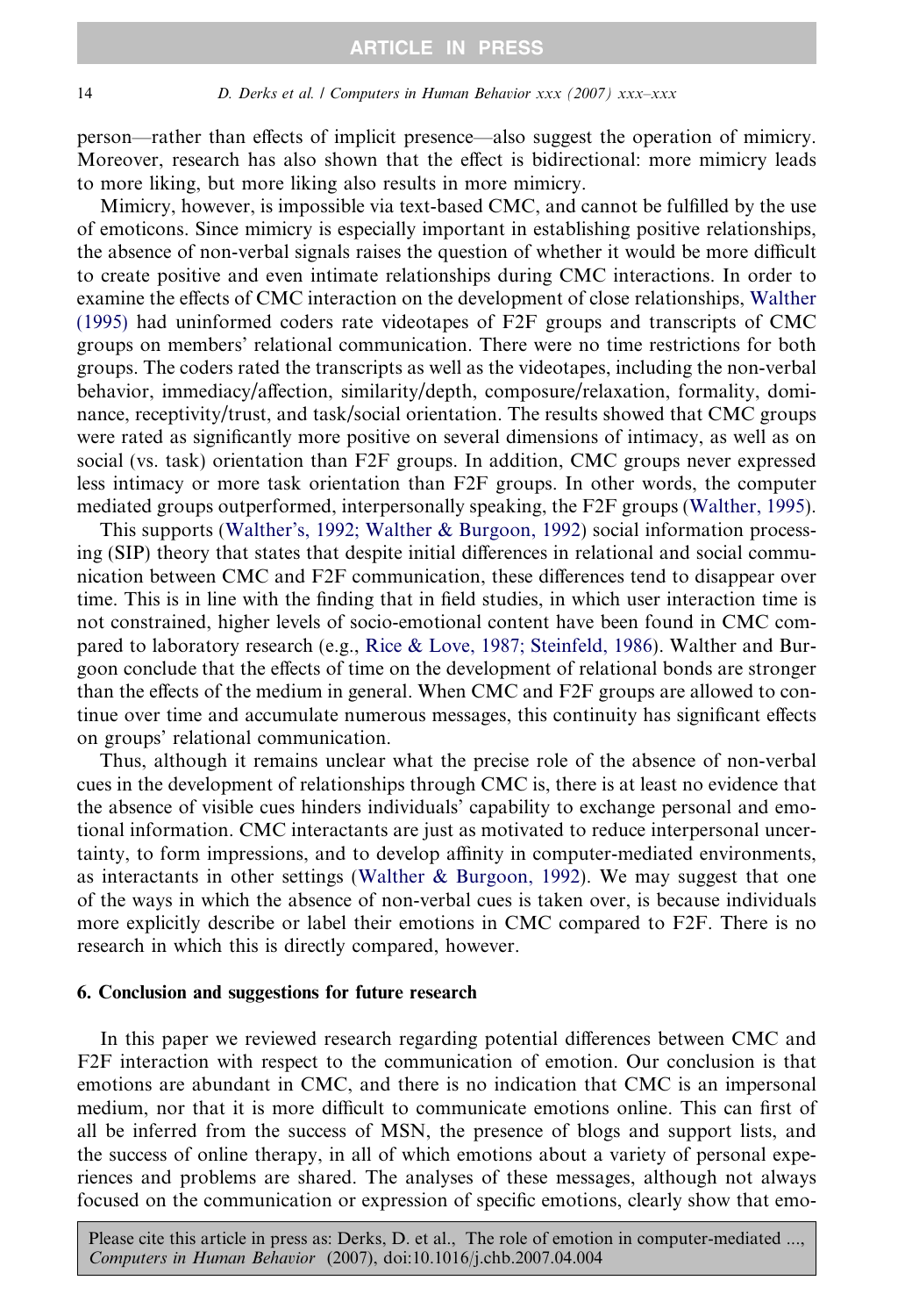person—rather than effects of implicit presence—also suggest the operation of mimicry. Moreover, research has also shown that the effect is bidirectional: more mimicry leads to more liking, but more liking also results in more mimicry.

Mimicry, however, is impossible via text-based CMC, and cannot be fulfilled by the use of emoticons. Since mimicry is especially important in establishing positive relationships, the absence of non-verbal signals raises the question of whether it would be more difficult to create positive and even intimate relationships during CMC interactions. In order to examine the effects of CMC interaction on the development of close relationships, Walther (1995) had uninformed coders rate videotapes of F2F groups and transcripts of CMC groups on members' relational communication. There were no time restrictions for both groups. The coders rated the transcripts as well as the videotapes, including the non-verbal behavior, immediacy/affection, similarity/depth, composure/relaxation, formality, dominance, receptivity/trust, and task/social orientation. The results showed that CMC groups were rated as significantly more positive on several dimensions of intimacy, as well as on social (vs. task) orientation than F2F groups. In addition, CMC groups never expressed less intimacy or more task orientation than F2F groups. In other words, the computer mediated groups outperformed, interpersonally speaking, the F2F groups (Walther, 1995).

This supports (Walther's, 1992; Walther & Burgoon, 1992) social information processing (SIP) theory that states that despite initial differences in relational and social communication between CMC and F2F communication, these differences tend to disappear over time. This is in line with the finding that in field studies, in which user interaction time is not constrained, higher levels of socio-emotional content have been found in CMC compared to laboratory research (e.g., Rice & Love, 1987; Steinfeld, 1986). Walther and Burgoon conclude that the effects of time on the development of relational bonds are stronger than the effects of the medium in general. When CMC and F2F groups are allowed to continue over time and accumulate numerous messages, this continuity has significant effects on groups' relational communication.

Thus, although it remains unclear what the precise role of the absence of non-verbal cues in the development of relationships through CMC is, there is at least no evidence that the absence of visible cues hinders individuals' capability to exchange personal and emotional information. CMC interactants are just as motivated to reduce interpersonal uncertainty, to form impressions, and to develop affinity in computer-mediated environments, as interactants in other settings (Walther & Burgoon, 1992). We may suggest that one of the ways in which the absence of non-verbal cues is taken over, is because individuals more explicitly describe or label their emotions in CMC compared to F2F. There is no research in which this is directly compared, however.

## 6. Conclusion and suggestions for future research

In this paper we reviewed research regarding potential differences between CMC and F2F interaction with respect to the communication of emotion. Our conclusion is that emotions are abundant in CMC, and there is no indication that CMC is an impersonal medium, nor that it is more difficult to communicate emotions online. This can first of all be inferred from the success of MSN, the presence of blogs and support lists, and the success of online therapy, in all of which emotions about a variety of personal experiences and problems are shared. The analyses of these messages, although not always focused on the communication or expression of specific emotions, clearly show that emo-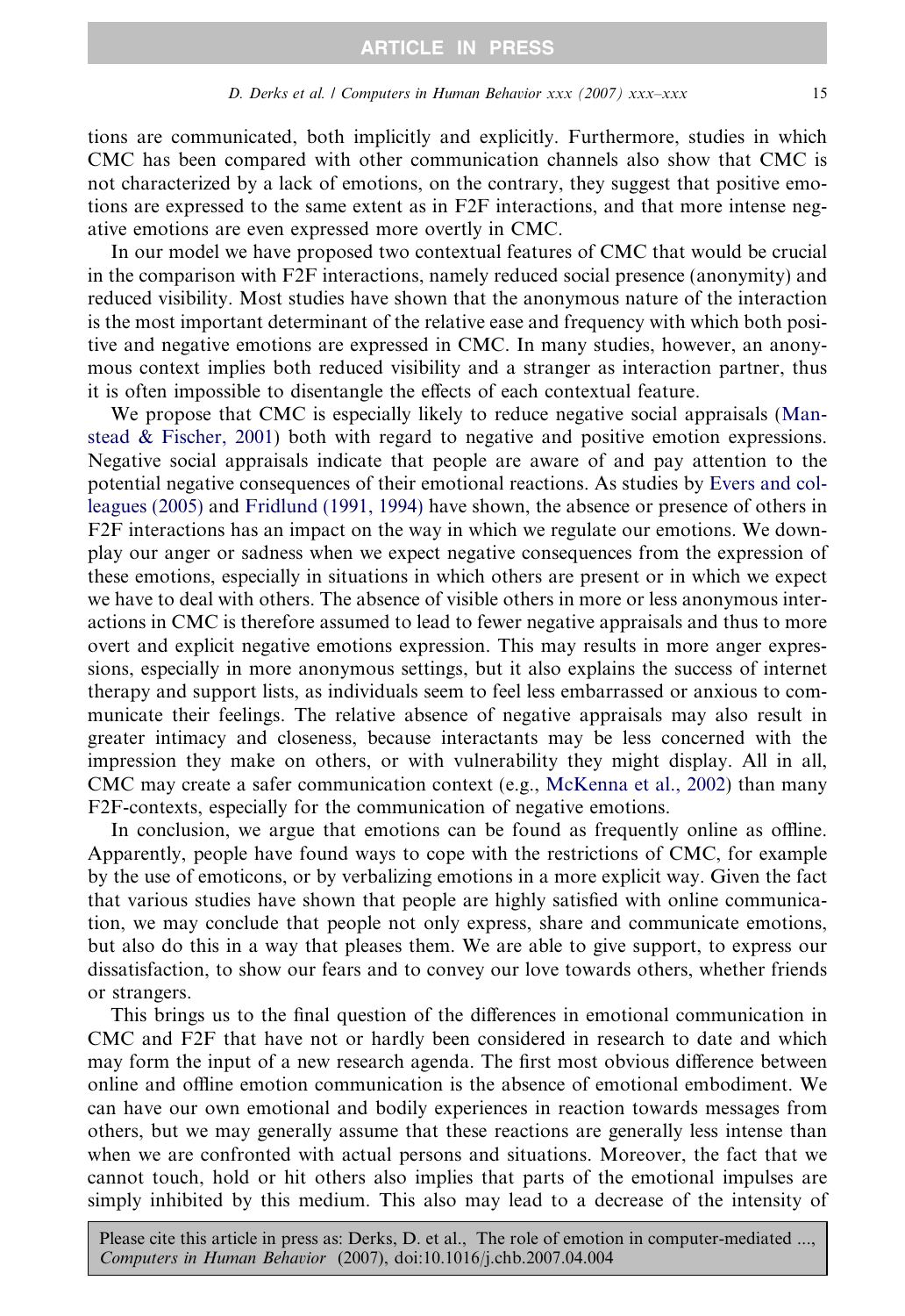tions are communicated, both implicitly and explicitly. Furthermore, studies in which CMC has been compared with other communication channels also show that CMC is not characterized by a lack of emotions, on the contrary, they suggest that positive emotions are expressed to the same extent as in F2F interactions, and that more intense negative emotions are even expressed more overtly in CMC.

In our model we have proposed two contextual features of CMC that would be crucial in the comparison with F2F interactions, namely reduced social presence (anonymity) and reduced visibility. Most studies have shown that the anonymous nature of the interaction is the most important determinant of the relative ease and frequency with which both positive and negative emotions are expressed in CMC. In many studies, however, an anonymous context implies both reduced visibility and a stranger as interaction partner, thus it is often impossible to disentangle the effects of each contextual feature.

We propose that CMC is especially likely to reduce negative social appraisals (Manstead & Fischer, 2001) both with regard to negative and positive emotion expressions. Negative social appraisals indicate that people are aware of and pay attention to the potential negative consequences of their emotional reactions. As studies by Evers and colleagues (2005) and Fridlund (1991, 1994) have shown, the absence or presence of others in F2F interactions has an impact on the way in which we regulate our emotions. We downplay our anger or sadness when we expect negative consequences from the expression of these emotions, especially in situations in which others are present or in which we expect we have to deal with others. The absence of visible others in more or less anonymous interactions in CMC is therefore assumed to lead to fewer negative appraisals and thus to more overt and explicit negative emotions expression. This may results in more anger expressions, especially in more anonymous settings, but it also explains the success of internet therapy and support lists, as individuals seem to feel less embarrassed or anxious to communicate their feelings. The relative absence of negative appraisals may also result in greater intimacy and closeness, because interactants may be less concerned with the impression they make on others, or with vulnerability they might display. All in all, CMC may create a safer communication context (e.g., McKenna et al., 2002) than many F2F-contexts, especially for the communication of negative emotions.

In conclusion, we argue that emotions can be found as frequently online as offline. Apparently, people have found ways to cope with the restrictions of CMC, for example by the use of emoticons, or by verbalizing emotions in a more explicit way. Given the fact that various studies have shown that people are highly satisfied with online communication, we may conclude that people not only express, share and communicate emotions, but also do this in a way that pleases them. We are able to give support, to express our dissatisfaction, to show our fears and to convey our love towards others, whether friends or strangers.

This brings us to the final question of the differences in emotional communication in CMC and F2F that have not or hardly been considered in research to date and which may form the input of a new research agenda. The first most obvious difference between online and offline emotion communication is the absence of emotional embodiment. We can have our own emotional and bodily experiences in reaction towards messages from others, but we may generally assume that these reactions are generally less intense than when we are confronted with actual persons and situations. Moreover, the fact that we cannot touch, hold or hit others also implies that parts of the emotional impulses are simply inhibited by this medium. This also may lead to a decrease of the intensity of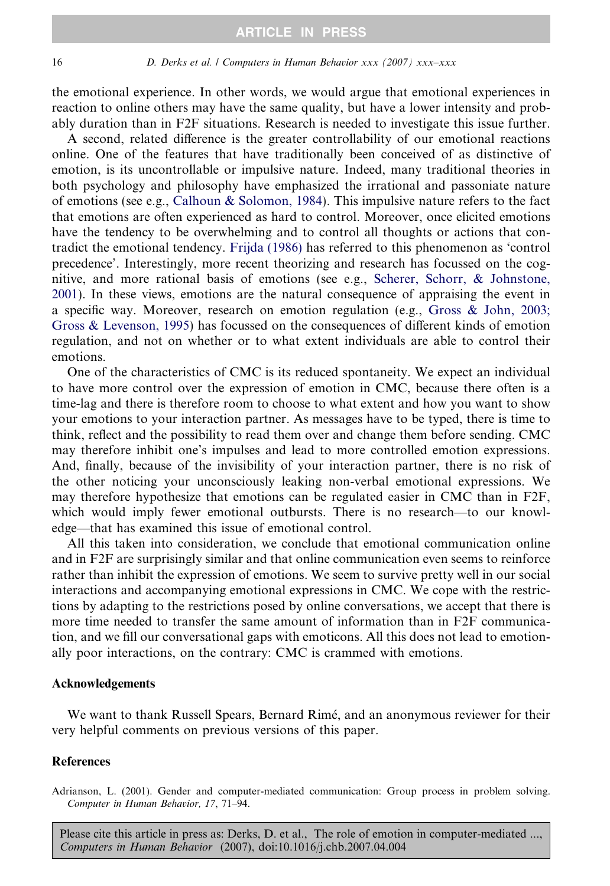the emotional experience. In other words, we would argue that emotional experiences in reaction to online others may have the same quality, but have a lower intensity and probably duration than in F2F situations. Research is needed to investigate this issue further.

A second, related difference is the greater controllability of our emotional reactions online. One of the features that have traditionally been conceived of as distinctive of emotion, is its uncontrollable or impulsive nature. Indeed, many traditional theories in both psychology and philosophy have emphasized the irrational and passoniate nature of emotions (see e.g., Calhoun & Solomon, 1984). This impulsive nature refers to the fact that emotions are often experienced as hard to control. Moreover, once elicited emotions have the tendency to be overwhelming and to control all thoughts or actions that contradict the emotional tendency. Frijda (1986) has referred to this phenomenon as 'control precedence'. Interestingly, more recent theorizing and research has focussed on the cognitive, and more rational basis of emotions (see e.g., Scherer, Schorr, & Johnstone, 2001). In these views, emotions are the natural consequence of appraising the event in a specific way. Moreover, research on emotion regulation (e.g., Gross & John, 2003; Gross & Levenson, 1995) has focussed on the consequences of different kinds of emotion regulation, and not on whether or to what extent individuals are able to control their emotions.

One of the characteristics of CMC is its reduced spontaneity. We expect an individual to have more control over the expression of emotion in CMC, because there often is a time-lag and there is therefore room to choose to what extent and how you want to show your emotions to your interaction partner. As messages have to be typed, there is time to think, reflect and the possibility to read them over and change them before sending. CMC may therefore inhibit one's impulses and lead to more controlled emotion expressions. And, finally, because of the invisibility of your interaction partner, there is no risk of the other noticing your unconsciously leaking non-verbal emotional expressions. We may therefore hypothesize that emotions can be regulated easier in CMC than in F2F, which would imply fewer emotional outbursts. There is no research—to our knowledge—that has examined this issue of emotional control.

All this taken into consideration, we conclude that emotional communication online and in F2F are surprisingly similar and that online communication even seems to reinforce rather than inhibit the expression of emotions. We seem to survive pretty well in our social interactions and accompanying emotional expressions in CMC. We cope with the restrictions by adapting to the restrictions posed by online conversations, we accept that there is more time needed to transfer the same amount of information than in F2F communication, and we fill our conversational gaps with emoticons. All this does not lead to emotionally poor interactions, on the contrary: CMC is crammed with emotions.

## Acknowledgements

We want to thank Russell Spears, Bernard Rimé, and an anonymous reviewer for their very helpful comments on previous versions of this paper.

## References

Adrianson, L. (2001). Gender and computer-mediated communication: Group process in problem solving. *Computer in Human Behavior, 17*, 71–94.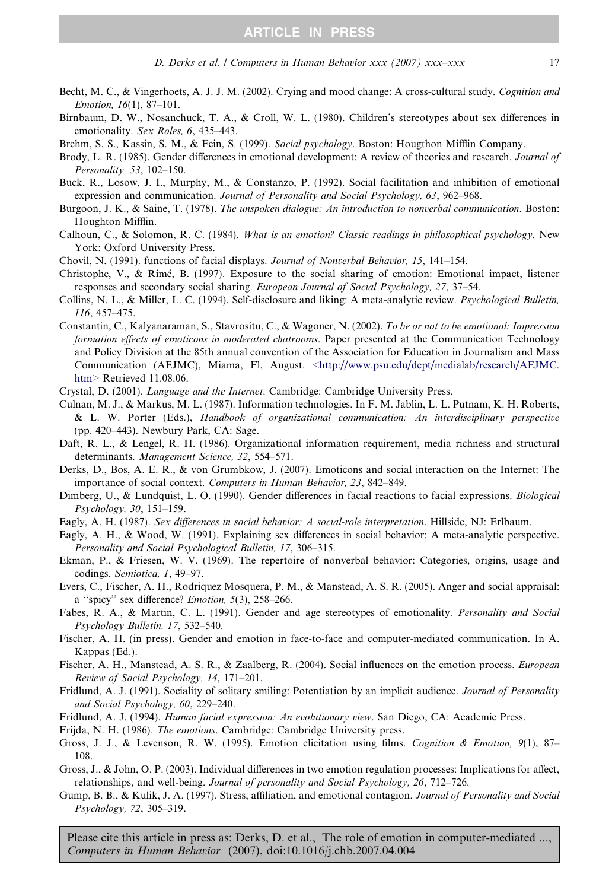Becht, M. C., & Vingerhoets, A. J. J. M. (2002). Crying and mood change: A cross-cultural study. *Cognition and Emotion, 16*(1), 87–101.

Birnbaum, D. W., Nosanchuck, T. A., & Croll, W. L. (1980). Children's stereotypes about sex differences in emotionality. *Sex Roles, 6*, 435–443.

Brehm, S. S., Kassin, S. M., & Fein, S. (1999). *Social psychology*. Boston: Hougthon Mifflin Company.

Brody, L. R. (1985). Gender differences in emotional development: A review of theories and research. *Journal of Personality, 53*, 102–150.

Buck, R., Losow, J. I., Murphy, M., & Constanzo, P. (1992). Social facilitation and inhibition of emotional expression and communication. *Journal of Personality and Social Psychology, 63*, 962–968.

Burgoon, J. K., & Saine, T. (1978). *The unspoken dialogue: An introduction to nonverbal communication*. Boston: Houghton Mifflin.

Calhoun, C., & Solomon, R. C. (1984). *What is an emotion? Classic readings in philosophical psychology*. New York: Oxford University Press.

Chovil, N. (1991). functions of facial displays. *Journal of Nonverbal Behavior, 15*, 141–154.

Christophe, V., & Rimé, B. (1997). Exposure to the social sharing of emotion: Emotional impact, listener responses and secondary social sharing. *European Journal of Social Psychology, 27*, 37–54.

Collins, N. L., & Miller, L. C. (1994). Self-disclosure and liking: A meta-analytic review. *Psychological Bulletin, 116*, 457–475.

Constantin, C., Kalyanaraman, S., Stavrositu, C., & Wagoner, N. (2002). *To be or not to be emotional: Impression formation effects of emoticons in moderated chatrooms*. Paper presented at the Communication Technology and Policy Division at the 85th annual convention of the Association for Education in Journalism and Mass Communication (AEJMC), Miama, Fl, August. <http://www.psu.edu/dept/medialab/research/AEJMC.htm> Retrieved 11.08.06.

Crystal, D. (2001). *Language and the Internet*. Cambridge: Cambridge University Press.

Culnan, M. J., & Markus, M. L. (1987). Information technologies. In F. M. Jablin, L. L. Putnam, K. H. Roberts, & L. W. Porter (Eds.), *Handbook of organizational communication: An interdisciplinary perspective* (pp. 420–443). Newbury Park, CA: Sage.

Daft, R. L., & Lengel, R. H. (1986). Organizational information requirement, media richness and structural determinants. *Management Science, 32*, 554–571.

Derks, D., Bos, A. E. R., & von Grumbkow, J. (2007). Emoticons and social interaction on the Internet: The importance of social context. *Computers in Human Behavior, 23*, 842–849.

Dimberg, U., & Lundquist, L. O. (1990). Gender differences in facial reactions to facial expressions. *Biological Psychology, 30*, 151–159.

Eagly, A. H. (1987). *Sex differences in social behavior: A social-role interpretation*. Hillside, NJ: Erlbaum.

Eagly, A. H., & Wood, W. (1991). Explaining sex differences in social behavior: A meta-analytic perspective. *Personality and Social Psychological Bulletin, 17*, 306–315.

Ekman, P., & Friesen, W. V. (1969). The repertoire of nonverbal behavior: Categories, origins, usage and codings. *Semiotica, 1*, 49–97.

Evers, C., Fischer, A. H., Rodriquez Mosquera, P. M., & Manstead, A. S. R. (2005). Anger and social appraisal: a "spicy" sex difference? *Emotion, 5*(3), 258–266.

Fabes, R. A., & Martin, C. L. (1991). Gender and age stereotypes of emotionality. *Personality and Social Psychology Bulletin, 17*, 532–540.

Fischer, A. H. (in press). Gender and emotion in face-to-face and computer-mediated communication. In A. Kappas (Ed.).

Fischer, A. H., Manstead, A. S. R., & Zaalberg, R. (2004). Social influences on the emotion process. *European Review of Social Psychology, 14*, 171–201.

Fridlund, A. J. (1991). Sociality of solitary smiling: Potentiation by an implicit audience. *Journal of Personality and Social Psychology, 60*, 229–240.

Fridlund, A. J. (1994). *Human facial expression: An evolutionary view*. San Diego, CA: Academic Press.

Frijda, N. H. (1986). *The emotions*. Cambridge: Cambridge University press.

Gross, J. J., & Levenson, R. W. (1995). Emotion elicitation using films. *Cognition & Emotion, 9*(1), 87–108.

Gross, J., & John, O. P. (2003). Individual differences in two emotion regulation processes: Implications for affect, relationships, and well-being. *Journal of personality and Social Psychology, 26*, 712–726.

Gump, B. B., & Kulik, J. A. (1997). Stress, affiliation, and emotional contagion. *Journal of Personality and Social Psychology, 72*, 305–319.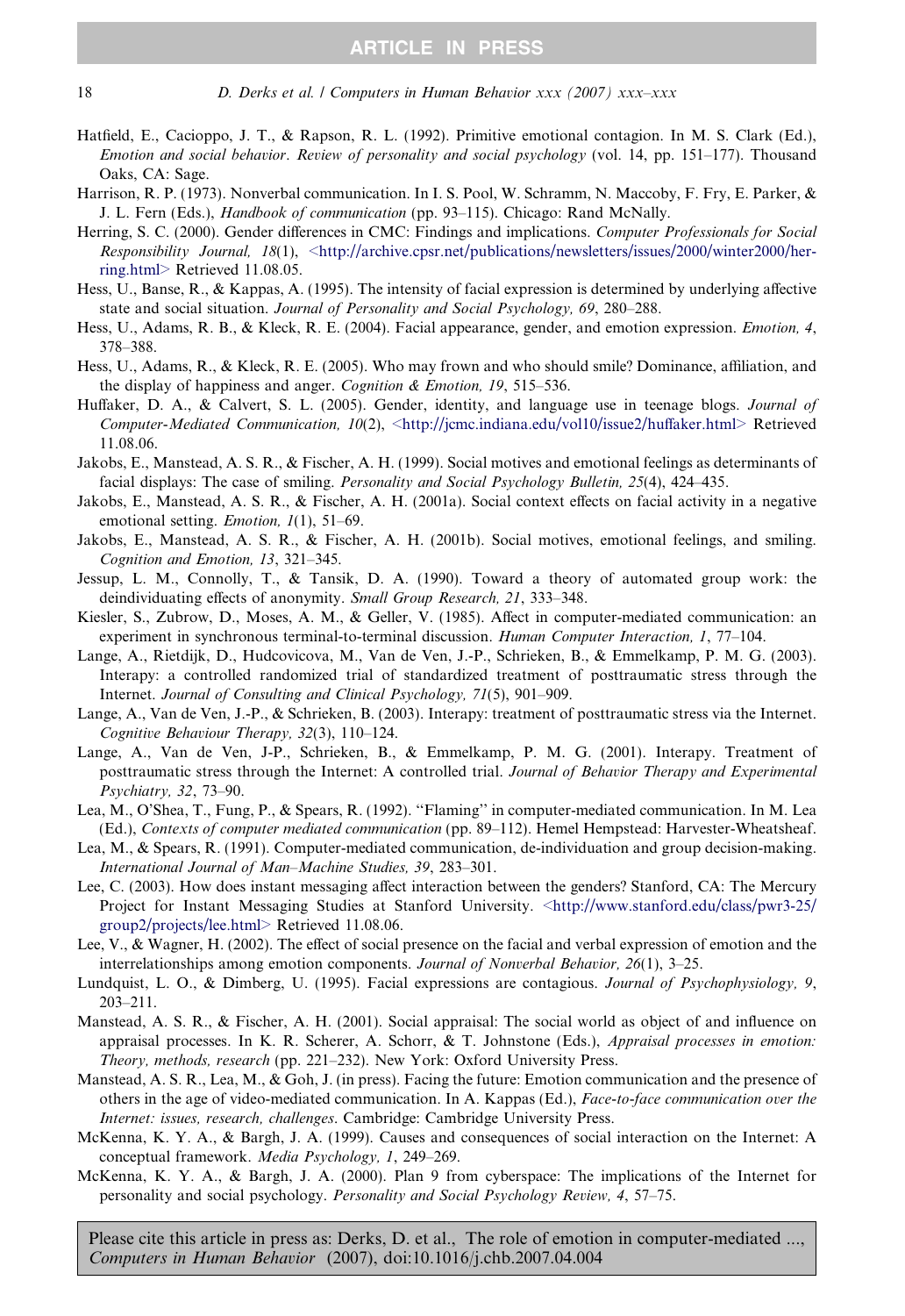Hatfield, E., Cacioppo, J. T., & Rapson, R. L. (1992). Primitive emotional contagion. In M. S. Clark (Ed.), *Emotion and social behavior. Review of personality and social psychology* (vol. 14, pp. 151–177). Thousand Oaks, CA: Sage.

Harrison, R. P. (1973). Nonverbal communication. In I. S. Pool, W. Schramm, N. Maccoby, F. Fry, E. Parker, & J. L. Fern (Eds.), *Handbook of communication* (pp. 93–115). Chicago: Rand McNally.

Herring, S. C. (2000). Gender differences in CMC: Findings and implications. *Computer Professionals for Social Responsibility Journal, 18*(1), <http://archive.cpsr.net/publications/newsletters/issues/2000/winter2000/herring.html> Retrieved 11.08.05.

Hess, U., Banse, R., & Kappas, A. (1995). The intensity of facial expression is determined by underlying affective state and social situation. *Journal of Personality and Social Psychology, 69*, 280–288.

Hess, U., Adams, R. B., & Kleck, R. E. (2004). Facial appearance, gender, and emotion expression. *Emotion, 4*, 378–388.

Hess, U., Adams, R., & Kleck, R. E. (2005). Who may frown and who should smile? Dominance, affiliation, and the display of happiness and anger. *Cognition & Emotion, 19*, 515–536.

Huffaker, D. A., & Calvert, S. L. (2005). Gender, identity, and language use in teenage blogs. *Journal of Computer-Mediated Communication, 10*(2), <http://jcmc.indiana.edu/vol10/issue2/huffaker.html> Retrieved 11.08.06.

Jakobs, E., Manstead, A. S. R., & Fischer, A. H. (1999). Social motives and emotional feelings as determinants of facial displays: The case of smiling. *Personality and Social Psychology Bulletin, 25*(4), 424–435.

Jakobs, E., Manstead, A. S. R., & Fischer, A. H. (2001a). Social context effects on facial activity in a negative emotional setting. *Emotion, 1*(1), 51–69.

Jakobs, E., Manstead, A. S. R., & Fischer, A. H. (2001b). Social motives, emotional feelings, and smiling. *Cognition and Emotion, 13*, 321–345.

Jessup, L. M., Connolly, T., & Tansik, D. A. (1990). Toward a theory of automated group work: the deindividuating effects of anonymity. *Small Group Research, 21*, 333–348.

Kiesler, S., Zubrow, D., Moses, A. M., & Geller, V. (1985). Affect in computer-mediated communication: an experiment in synchronous terminal-to-terminal discussion. *Human Computer Interaction, 1*, 77–104.

Lange, A., Rietdijk, D., Hudcovicova, M., Van de Ven, J.-P., Schrieken, B., & Emmelkamp, P. M. G. (2003). Interapy: a controlled randomized trial of standardized treatment of posttraumatic stress through the Internet. *Journal of Consulting and Clinical Psychology, 71*(5), 901–909.

Lange, A., Van de Ven, J.-P., & Schrieken, B. (2003). Interapy: treatment of posttraumatic stress via the Internet. *Cognitive Behaviour Therapy, 32*(3), 110–124.

Lange, A., Van de Ven, J-P., Schrieken, B., & Emmelkamp, P. M. G. (2001). Interapy. Treatment of posttraumatic stress through the Internet: A controlled trial. *Journal of Behavior Therapy and Experimental Psychiatry, 32*, 73–90.

Lea, M., O'Shea, T., Fung, P., & Spears, R. (1992). "Flaming" in computer-mediated communication. In M. Lea (Ed.), *Contexts of computer mediated communication* (pp. 89–112). Hemel Hempstead: Harvester-Wheatsheaf.

Lea, M., & Spears, R. (1991). Computer-mediated communication, de-individuation and group decision-making. *International Journal of Man–Machine Studies, 39*, 283–301.

Lee, C. (2003). How does instant messaging affect interaction between the genders? Stanford, CA: The Mercury Project for Instant Messaging Studies at Stanford University. <http://www.stanford.edu/class/pwr3-25/group2/projects/lee.html> Retrieved 11.08.06.

Lee, V., & Wagner, H. (2002). The effect of social presence on the facial and verbal expression of emotion and the interrelationships among emotion components. *Journal of Nonverbal Behavior, 26*(1), 3–25.

Lundquist, L. O., & Dimberg, U. (1995). Facial expressions are contagious. *Journal of Psychophysiology, 9*, 203–211.

Manstead, A. S. R., & Fischer, A. H. (2001). Social appraisal: The social world as object of and influence on appraisal processes. In K. R. Scherer, A. Schorr, & T. Johnstone (Eds.), *Appraisal processes in emotion: Theory, methods, research* (pp. 221–232). New York: Oxford University Press.

Manstead, A. S. R., Lea, M., & Goh, J. (in press). Facing the future: Emotion communication and the presence of others in the age of video-mediated communication. In A. Kappas (Ed.), *Face-to-face communication over the Internet: issues, research, challenges*. Cambridge: Cambridge University Press.

McKenna, K. Y. A., & Bargh, J. A. (1999). Causes and consequences of social interaction on the Internet: A conceptual framework. *Media Psychology, 1*, 249–269.

McKenna, K. Y. A., & Bargh, J. A. (2000). Plan 9 from cyberspace: The implications of the Internet for personality and social psychology. *Personality and Social Psychology Review, 4*, 57–75.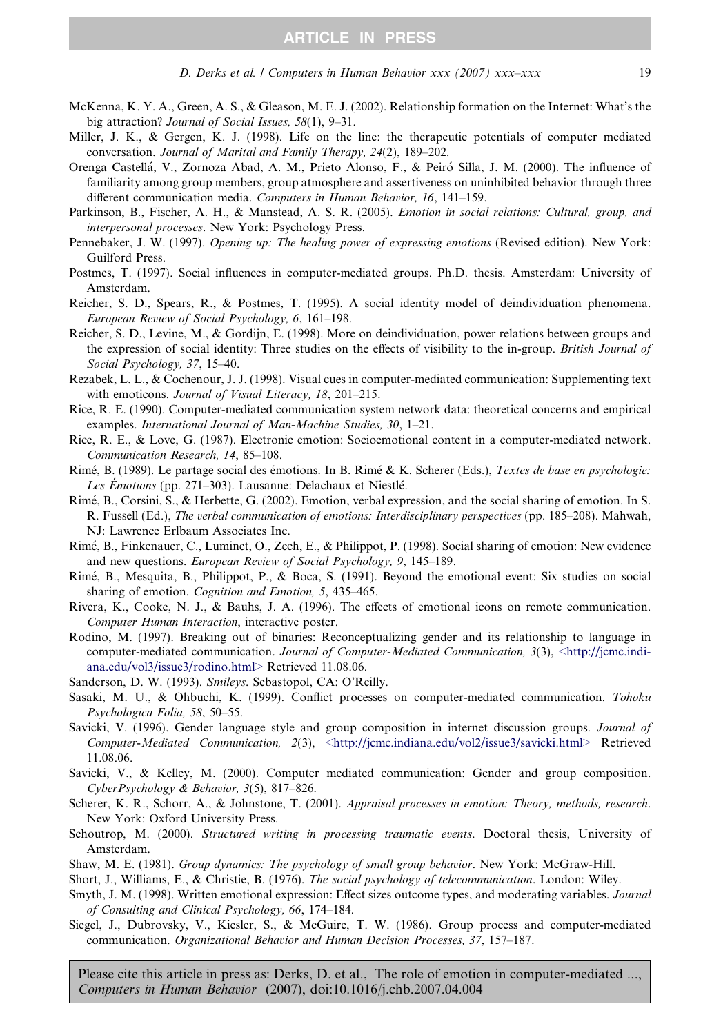McKenna, K. Y. A., Green, A. S., & Gleason, M. E. J. (2002). Relationship formation on the Internet: What's the big attraction? *Journal of Social Issues, 58*(1), 9–31.

Miller, J. K., & Gergen, K. J. (1998). Life on the line: the therapeutic potentials of computer mediated conversation. *Journal of Marital and Family Therapy, 24*(2), 189–202.

Orenga Castellá, V., Zornoza Abad, A. M., Prieto Alonso, F., & Peiró Silla, J. M. (2000). The influence of familiarity among group members, group atmosphere and assertiveness on uninhibited behavior through three different communication media. *Computers in Human Behavior, 16*, 141–159.

Parkinson, B., Fischer, A. H., & Manstead, A. S. R. (2005). *Emotion in social relations: Cultural, group, and interpersonal processes*. New York: Psychology Press.

Pennebaker, J. W. (1997). *Opening up: The healing power of expressing emotions* (Revised edition). New York: Guilford Press.

Postmes, T. (1997). Social influences in computer-mediated groups. Ph.D. thesis. Amsterdam: University of Amsterdam.

Reicher, S. D., Spears, R., & Postmes, T. (1995). A social identity model of deindividuation phenomena. *European Review of Social Psychology, 6*, 161–198.

Reicher, S. D., Levine, M., & Gordijn, E. (1998). More on deindividuation, power relations between groups and the expression of social identity: Three studies on the effects of visibility to the in-group. *British Journal of Social Psychology, 37*, 15–40.

Rezabek, L. L., & Cochenour, J. J. (1998). Visual cues in computer-mediated communication: Supplementing text with emoticons. *Journal of Visual Literacy, 18*, 201–215.

Rice, R. E. (1990). Computer-mediated communication system network data: theoretical concerns and empirical examples. *International Journal of Man-Machine Studies, 30*, 1–21.

Rice, R. E., & Love, G. (1987). Electronic emotion: Socioemotional content in a computer-mediated network. *Communication Research, 14*, 85–108.

Rimé, B. (1989). Le partage social des émotions. In B. Rimé & K. Scherer (Eds.), *Textes de base en psychologie: Les Émotions* (pp. 271–303). Lausanne: Delachaux et Niestlé.

Rimé, B., Corsini, S., & Herbette, G. (2002). Emotion, verbal expression, and the social sharing of emotion. In S. R. Fussell (Ed.), *The verbal communication of emotions: Interdisciplinary perspectives* (pp. 185–208). Mahwah, NJ: Lawrence Erlbaum Associates Inc.

Rimé, B., Finkenauer, C., Luminet, O., Zech, E., & Philippot, P. (1998). Social sharing of emotion: New evidence and new questions. *European Review of Social Psychology, 9*, 145–189.

Rimé, B., Mesquita, B., Philippot, P., & Boca, S. (1991). Beyond the emotional event: Six studies on social sharing of emotion. *Cognition and Emotion, 5*, 435–465.

Rivera, K., Cooke, N. J., & Bauhs, J. A. (1996). The effects of emotional icons on remote communication. *Computer Human Interaction*, interactive poster.

Rodino, M. (1997). Breaking out of binaries: Reconceptualizing gender and its relationship to language in computer-mediated communication. *Journal of Computer-Mediated Communication, 3*(3), <http://jcmc.indiana.edu/vol3/issue3/rodino.html> Retrieved 11.08.06.

Sanderson, D. W. (1993). *Smileys*. Sebastopol, CA: O'Reilly.

Sasaki, M. U., & Ohbuchi, K. (1999). Conflict processes on computer-mediated communication. *Tohoku Psychologica Folia, 58*, 50–55.

Savicki, V. (1996). Gender language style and group composition in internet discussion groups. *Journal of Computer-Mediated Communication, 2*(3), <http://jcmc.indiana.edu/vol2/issue3/savicki.html> Retrieved 11.08.06.

Savicki, V., & Kelley, M. (2000). Computer mediated communication: Gender and group composition. *CyberPsychology & Behavior, 3*(5), 817–826.

Scherer, K. R., Schorr, A., & Johnstone, T. (2001). *Appraisal processes in emotion: Theory, methods, research*. New York: Oxford University Press.

Schoutrop, M. (2000). *Structured writing in processing traumatic events*. Doctoral thesis, University of Amsterdam.

Shaw, M. E. (1981). *Group dynamics: The psychology of small group behavior*. New York: McGraw-Hill.

Short, J., Williams, E., & Christie, B. (1976). *The social psychology of telecommunication*. London: Wiley.

Smyth, J. M. (1998). Written emotional expression: Effect sizes outcome types, and moderating variables. *Journal of Consulting and Clinical Psychology, 66*, 174–184.

Siegel, J., Dubrovsky, V., Kiesler, S., & McGuire, T. W. (1986). Group process and computer-mediated communication. *Organizational Behavior and Human Decision Processes, 37*, 157–187.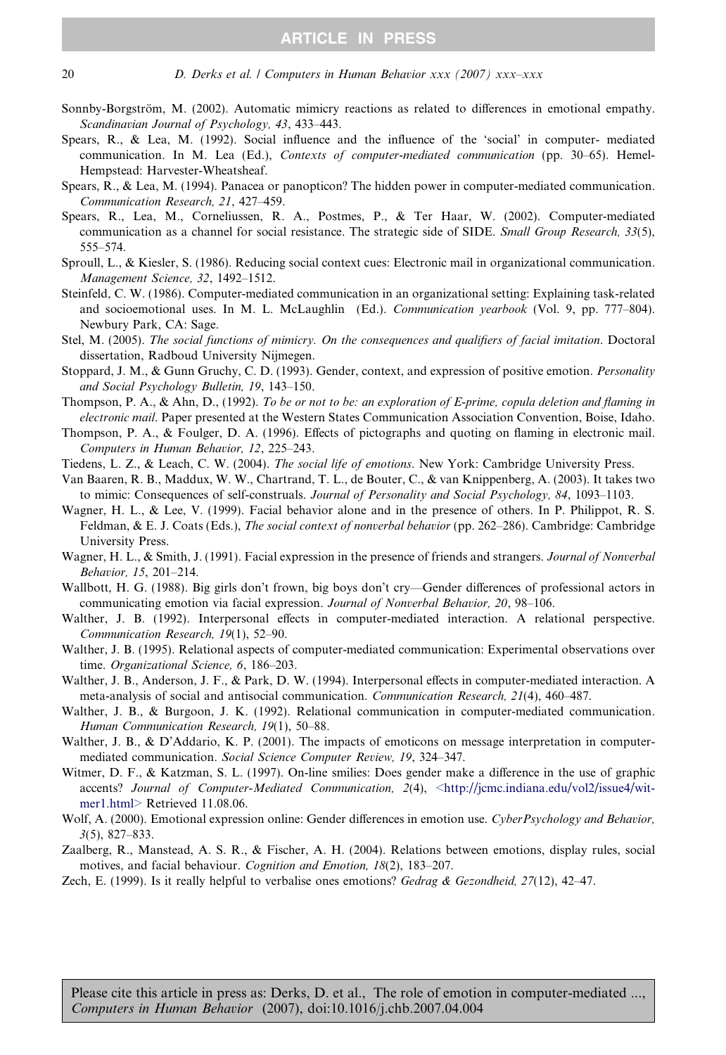Sonnby-Borgström, M. (2002). Automatic mimicry reactions as related to differences in emotional empathy. *Scandinavian Journal of Psychology, 43*, 433–443.

Spears, R., & Lea, M. (1992). Social influence and the influence of the 'social' in computer- mediated communication. In M. Lea (Ed.), *Contexts of computer-mediated communication* (pp. 30–65). Hemel-Hempstead: Harvester-Wheatsheaf.

Spears, R., & Lea, M. (1994). Panacea or panopticon? The hidden power in computer-mediated communication. *Communication Research, 21*, 427–459.

Spears, R., Lea, M., Corneliussen, R. A., Postmes, P., & Ter Haar, W. (2002). Computer-mediated communication as a channel for social resistance. The strategic side of SIDE. *Small Group Research, 33*(5), 555–574.

Sproull, L., & Kiesler, S. (1986). Reducing social context cues: Electronic mail in organizational communication. *Management Science, 32*, 1492–1512.

Steinfeld, C. W. (1986). Computer-mediated communication in an organizational setting: Explaining task-related and socioemotional uses. In M. L. McLaughlin (Ed.). *Communication yearbook* (Vol. 9, pp. 777–804). Newbury Park, CA: Sage.

Stel, M. (2005). *The social functions of mimicry. On the consequences and qualifiers of facial imitation*. Doctoral dissertation, Radboud University Nijmegen.

Stoppard, J. M., & Gunn Gruchy, C. D. (1993). Gender, context, and expression of positive emotion. *Personality and Social Psychology Bulletin, 19*, 143–150.

Thompson, P. A., & Ahn, D., (1992). *To be or not to be: an exploration of E-prime, copula deletion and flaming in electronic mail*. Paper presented at the Western States Communication Association Convention, Boise, Idaho.

Thompson, P. A., & Foulger, D. A. (1996). Effects of pictographs and quoting on flaming in electronic mail. *Computers in Human Behavior, 12*, 225–243.

Tiedens, L. Z., & Leach, C. W. (2004). *The social life of emotions*. New York: Cambridge University Press.

Van Baaren, R. B., Maddux, W. W., Chartrand, T. L., de Bouter, C., & van Knippenberg, A. (2003). It takes two to mimic: Consequences of self-construals. *Journal of Personality and Social Psychology, 84*, 1093–1103.

Wagner, H. L., & Lee, V. (1999). Facial behavior alone and in the presence of others. In P. Philippot, R. S. Feldman, & E. J. Coats (Eds.), *The social context of nonverbal behavior* (pp. 262–286). Cambridge: Cambridge University Press.

Wagner, H. L., & Smith, J. (1991). Facial expression in the presence of friends and strangers. *Journal of Nonverbal Behavior, 15*, 201–214.

Wallbott, H. G. (1988). Big girls don't frown, big boys don't cry—Gender differences of professional actors in communicating emotion via facial expression. *Journal of Nonverbal Behavior, 20*, 98–106.

Walther, J. B. (1992). Interpersonal effects in computer-mediated interaction. A relational perspective. *Communication Research, 19*(1), 52–90.

Walther, J. B. (1995). Relational aspects of computer-mediated communication: Experimental observations over time. *Organizational Science, 6*, 186–203.

Walther, J. B., Anderson, J. F., & Park, D. W. (1994). Interpersonal effects in computer-mediated interaction. A meta-analysis of social and antisocial communication. *Communication Research, 21*(4), 460–487.

Walther, J. B., & Burgoon, J. K. (1992). Relational communication in computer-mediated communication. *Human Communication Research, 19*(1), 50–88.

Walther, J. B., & D'Addario, K. P. (2001). The impacts of emoticons on message interpretation in computer-mediated communication. *Social Science Computer Review, 19*, 324–347.

Witmer, D. F., & Katzman, S. L. (1997). On-line smilies: Does gender make a difference in the use of graphic accents? *Journal of Computer-Mediated Communication, 2*(4), <http://jcmc.indiana.edu/vol2/issue4/witmer1.html> Retrieved 11.08.06.

Wolf, A. (2000). Emotional expression online: Gender differences in emotion use. *CyberPsychology and Behavior, 3*(5), 827–833.

Zaalberg, R., Manstead, A. S. R., & Fischer, A. H. (2004). Relations between emotions, display rules, social motives, and facial behaviour. *Cognition and Emotion, 18*(2), 183–207.

Zech, E. (1999). Is it really helpful to verbalise ones emotions? *Gedrag & Gezondheid, 27*(12), 42–47.